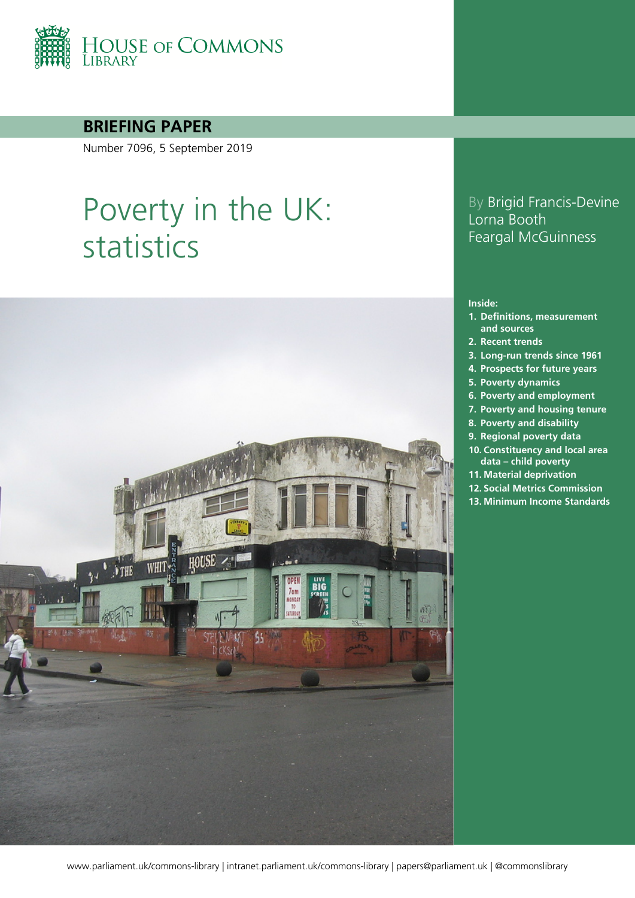House of Commons Library

**BRIEFING PAPER**

Number 7096, 5 September 2019

# Poverty in the UK: statistics

By Brigid Francis-Devine
Lorna Booth
Feargal McGuinness

**Inside:**

1. **Definitions, measurement and sources**
2. **Recent trends**
3. **Long-run trends since 1961**
4. **Prospects for future years**
5. **Poverty dynamics**
6. **Poverty and employment**
7. **Poverty and housing tenure**
8. **Poverty and disability**
9. **Regional poverty data**
10. **Constituency and local area data – child poverty**
11. **Material deprivation**
12. **Social Metrics Commission**
13. **Minimum Income Standards**

www.parliament.uk/commons-library | intranet.parliament.uk/commons-library | papers@parliament.uk | @commonslibrary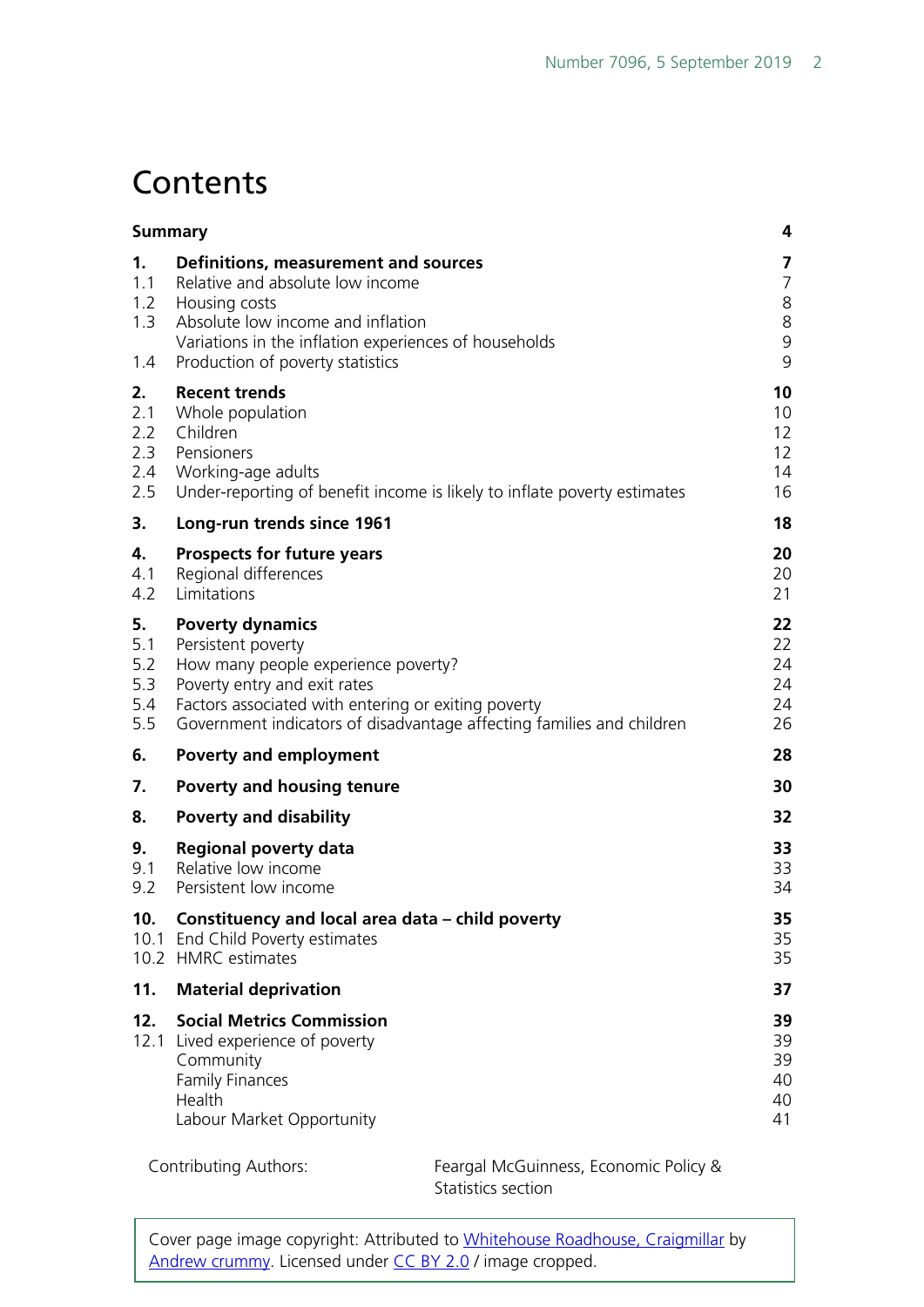# Contents

| | | |
|---|---|---|
| **Summary** | | **4** |
| **1.** | **Definitions, measurement and sources** | **7** |
| 1.1 | Relative and absolute low income | 7 |
| 1.2 | Housing costs | 8 |
| 1.3 | Absolute low income and inflation | 8 |
| | Variations in the inflation experiences of households | 9 |
| 1.4 | Production of poverty statistics | 9 |
| **2.** | **Recent trends** | **10** |
| 2.1 | Whole population | 10 |
| 2.2 | Children | 12 |
| 2.3 | Pensioners | 12 |
| 2.4 | Working-age adults | 14 |
| 2.5 | Under-reporting of benefit income is likely to inflate poverty estimates | 16 |
| **3.** | **Long-run trends since 1961** | **18** |
| **4.** | **Prospects for future years** | **20** |
| 4.1 | Regional differences | 20 |
| 4.2 | Limitations | 21 |
| **5.** | **Poverty dynamics** | **22** |
| 5.1 | Persistent poverty | 22 |
| 5.2 | How many people experience poverty? | 24 |
| 5.3 | Poverty entry and exit rates | 24 |
| 5.4 | Factors associated with entering or exiting poverty | 24 |
| 5.5 | Government indicators of disadvantage affecting families and children | 26 |
| **6.** | **Poverty and employment** | **28** |
| **7.** | **Poverty and housing tenure** | **30** |
| **8.** | **Poverty and disability** | **32** |
| **9.** | **Regional poverty data** | **33** |
| 9.1 | Relative low income | 33 |
| 9.2 | Persistent low income | 34 |
| **10.** | **Constituency and local area data – child poverty** | **35** |
| 10.1 | End Child Poverty estimates | 35 |
| 10.2 | HMRC estimates | 35 |
| **11.** | **Material deprivation** | **37** |
| **12.** | **Social Metrics Commission** | **39** |
| 12.1 | Lived experience of poverty | 39 |
| | Community | 39 |
| | Family Finances | 40 |
| | Health | 40 |
| | Labour Market Opportunity | 41 |

Contributing Authors: Feargal McGuinness, Economic Policy & Statistics section

Cover page image copyright: Attributed to Whitehouse Roadhouse, Craigmillar by Andrew crummy. Licensed under CC BY 2.0 / image cropped.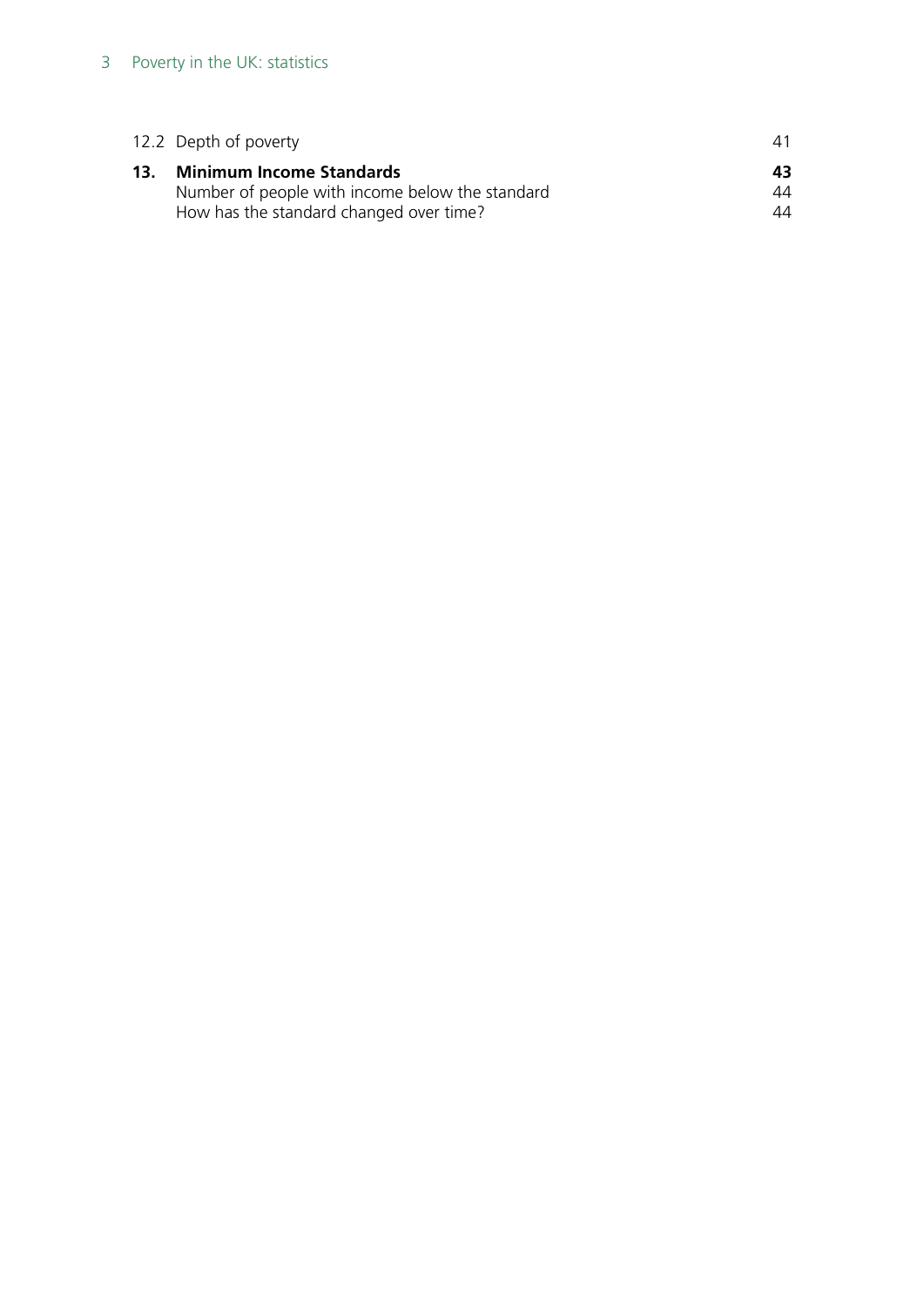12.2 Depth of poverty 41

**13. Minimum Income Standards 43**

Number of people with income below the standard 44

How has the standard changed over time? 44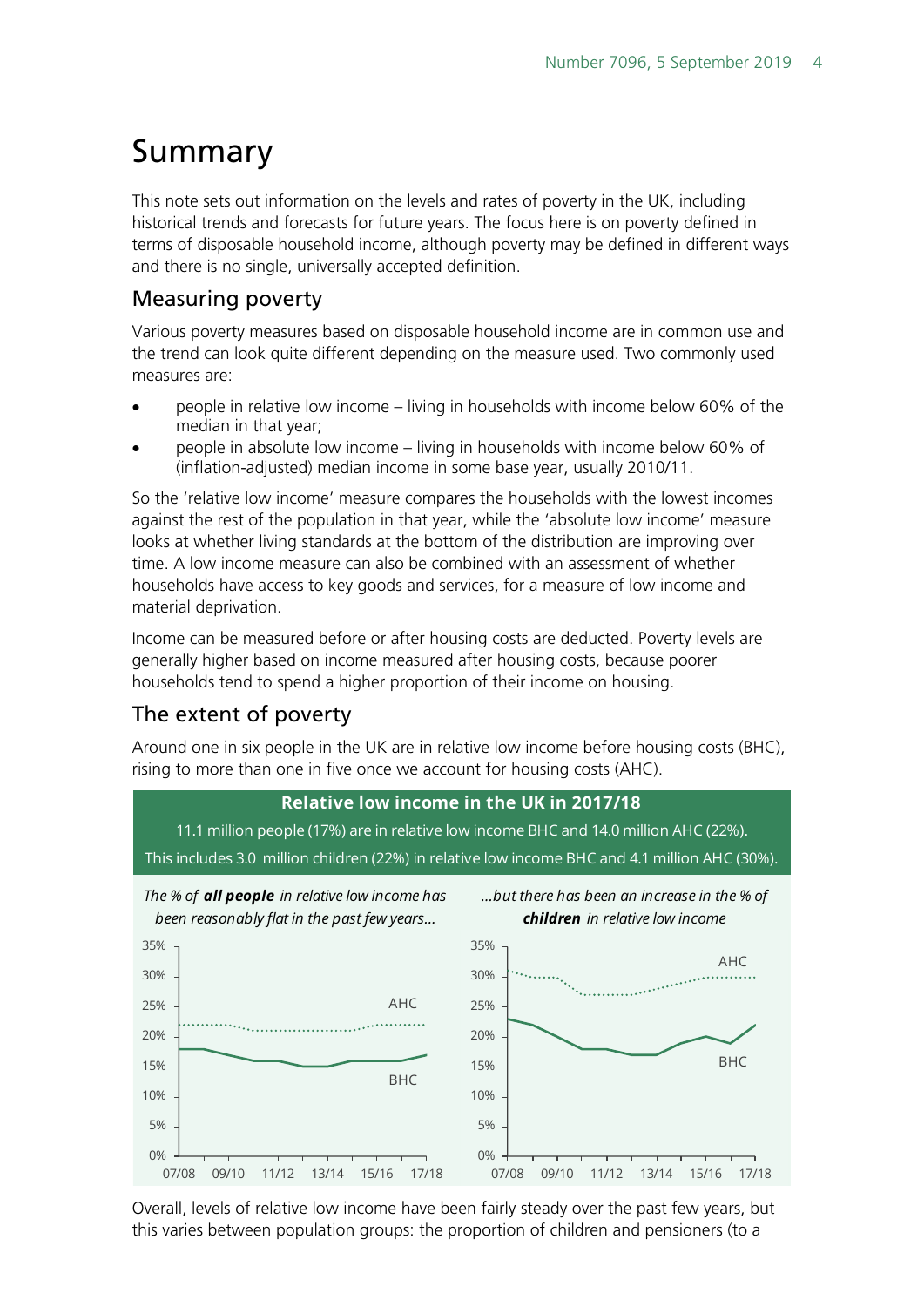# Summary

This note sets out information on the levels and rates of poverty in the UK, including historical trends and forecasts for future years. The focus here is on poverty defined in terms of disposable household income, although poverty may be defined in different ways and there is no single, universally accepted definition.

## Measuring poverty

Various poverty measures based on disposable household income are in common use and the trend can look quite different depending on the measure used. Two commonly used measures are:

- people in relative low income – living in households with income below 60% of the median in that year;
- people in absolute low income – living in households with income below 60% of (inflation-adjusted) median income in some base year, usually 2010/11.

So the 'relative low income' measure compares the households with the lowest incomes against the rest of the population in that year, while the 'absolute low income' measure looks at whether living standards at the bottom of the distribution are improving over time. A low income measure can also be combined with an assessment of whether households have access to key goods and services, for a measure of low income and material deprivation.

Income can be measured before or after housing costs are deducted. Poverty levels are generally higher based on income measured after housing costs, because poorer households tend to spend a higher proportion of their income on housing.

## The extent of poverty

Around one in six people in the UK are in relative low income before housing costs (BHC), rising to more than one in five once we account for housing costs (AHC).

**Relative low income in the UK in 2017/18**

11.1 million people (17%) are in relative low income BHC and 14.0 million AHC (22%).

This includes 3.0 million children (22%) in relative low income BHC and 4.1 million AHC (30%).

*The % of **all people** in relative low income has been reasonably flat in the past few years...*

*...but there has been an increase in the % of **children** in relative low income*

Overall, levels of relative low income have been fairly steady over the past few years, but this varies between population groups: the proportion of children and pensioners (to a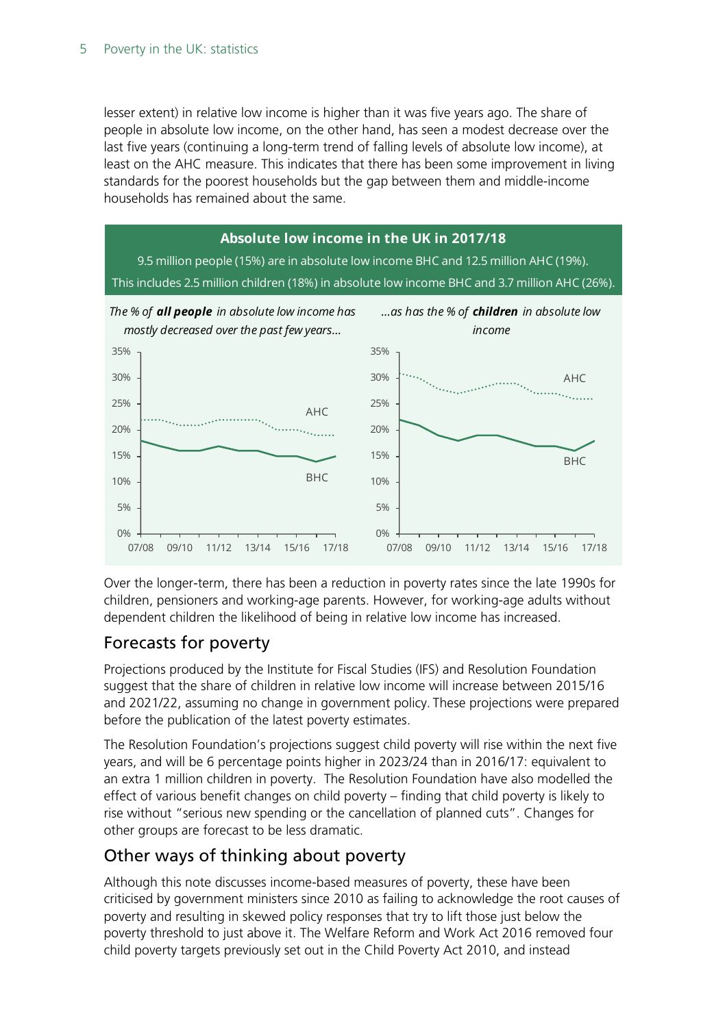lesser extent) in relative low income is higher than it was five years ago. The share of people in absolute low income, on the other hand, has seen a modest decrease over the last five years (continuing a long-term trend of falling levels of absolute low income), at least on the AHC measure. This indicates that there has been some improvement in living standards for the poorest households but the gap between them and middle-income households has remained about the same.

**Absolute low income in the UK in 2017/18**

9.5 million people (15%) are in absolute low income BHC and 12.5 million AHC (19%).
This includes 2.5 million children (18%) in absolute low income BHC and 3.7 million AHC (26%).

*The % of **all people** in absolute low income has mostly decreased over the past few years...*

*...as has the % of **children** in absolute low income*

Over the longer-term, there has been a reduction in poverty rates since the late 1990s for children, pensioners and working-age parents. However, for working-age adults without dependent children the likelihood of being in relative low income has increased.

## Forecasts for poverty

Projections produced by the Institute for Fiscal Studies (IFS) and Resolution Foundation suggest that the share of children in relative low income will increase between 2015/16 and 2021/22, assuming no change in government policy. These projections were prepared before the publication of the latest poverty estimates.

The Resolution Foundation's projections suggest child poverty will rise within the next five years, and will be 6 percentage points higher in 2023/24 than in 2016/17: equivalent to an extra 1 million children in poverty. The Resolution Foundation have also modelled the effect of various benefit changes on child poverty – finding that child poverty is likely to rise without "serious new spending or the cancellation of planned cuts". Changes for other groups are forecast to be less dramatic.

## Other ways of thinking about poverty

Although this note discusses income-based measures of poverty, these have been criticised by government ministers since 2010 as failing to acknowledge the root causes of poverty and resulting in skewed policy responses that try to lift those just below the poverty threshold to just above it. The Welfare Reform and Work Act 2016 removed four child poverty targets previously set out in the Child Poverty Act 2010, and instead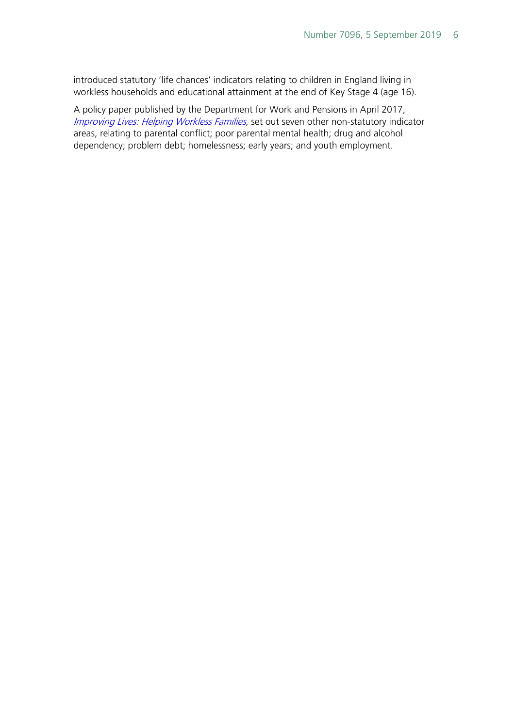introduced statutory 'life chances' indicators relating to children in England living in workless households and educational attainment at the end of Key Stage 4 (age 16).

A policy paper published by the Department for Work and Pensions in April 2017, *Improving Lives: Helping Workless Families*, set out seven other non-statutory indicator areas, relating to parental conflict; poor parental mental health; drug and alcohol dependency; problem debt; homelessness; early years; and youth employment.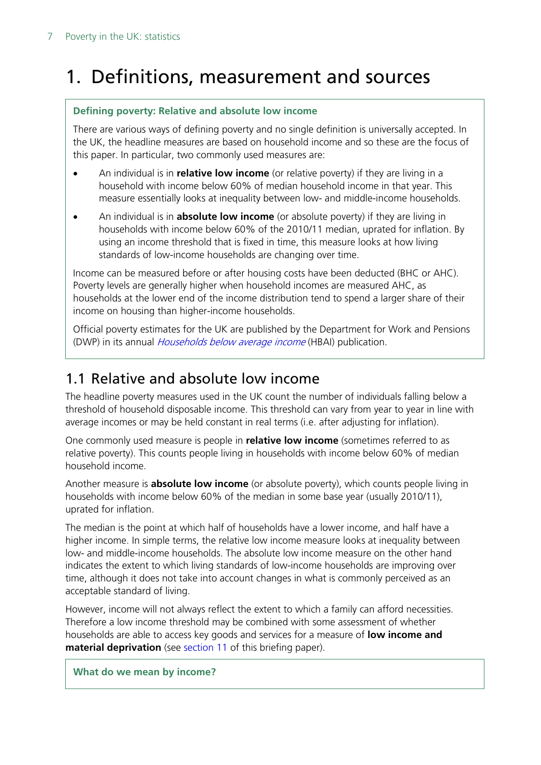# 1. Definitions, measurement and sources

**Defining poverty: Relative and absolute low income**

There are various ways of defining poverty and no single definition is universally accepted. In the UK, the headline measures are based on household income and so these are the focus of this paper. In particular, two commonly used measures are:

- An individual is in **relative low income** (or relative poverty) if they are living in a household with income below 60% of median household income in that year. This measure essentially looks at inequality between low- and middle-income households.
- An individual is in **absolute low income** (or absolute poverty) if they are living in households with income below 60% of the 2010/11 median, uprated for inflation. By using an income threshold that is fixed in time, this measure looks at how living standards of low-income households are changing over time.

Income can be measured before or after housing costs have been deducted (BHC or AHC). Poverty levels are generally higher when household incomes are measured AHC, as households at the lower end of the income distribution tend to spend a larger share of their income on housing than higher-income households.

Official poverty estimates for the UK are published by the Department for Work and Pensions (DWP) in its annual *Households below average income* (HBAI) publication.

## 1.1 Relative and absolute low income

The headline poverty measures used in the UK count the number of individuals falling below a threshold of household disposable income. This threshold can vary from year to year in line with average incomes or may be held constant in real terms (i.e. after adjusting for inflation).

One commonly used measure is people in **relative low income** (sometimes referred to as relative poverty). This counts people living in households with income below 60% of median household income.

Another measure is **absolute low income** (or absolute poverty), which counts people living in households with income below 60% of the median in some base year (usually 2010/11), uprated for inflation.

The median is the point at which half of households have a lower income, and half have a higher income. In simple terms, the relative low income measure looks at inequality between low- and middle-income households. The absolute low income measure on the other hand indicates the extent to which living standards of low-income households are improving over time, although it does not take into account changes in what is commonly perceived as an acceptable standard of living.

However, income will not always reflect the extent to which a family can afford necessities. Therefore a low income threshold may be combined with some assessment of whether households are able to access key goods and services for a measure of **low income and material deprivation** (see section 11 of this briefing paper).

**What do we mean by income?**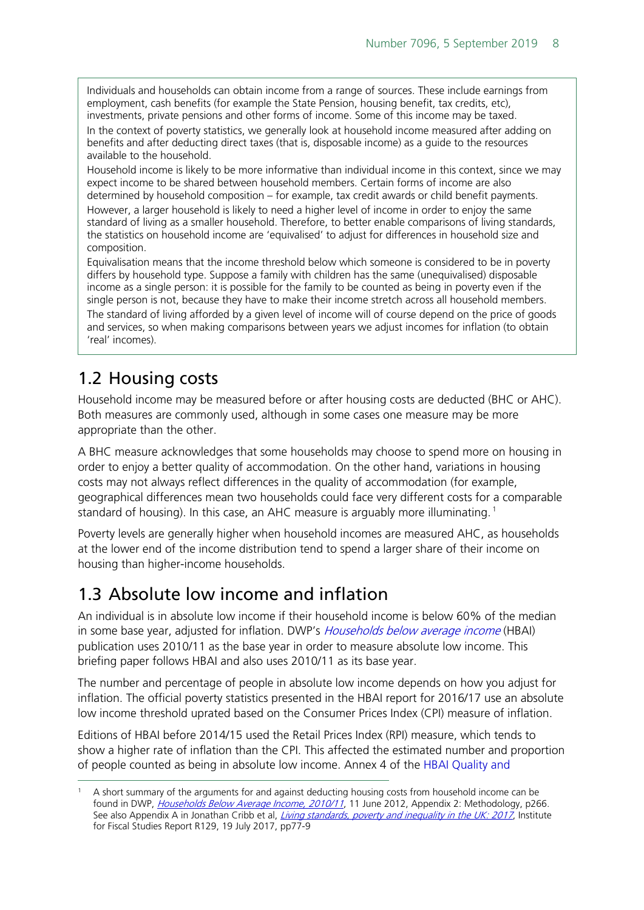Individuals and households can obtain income from a range of sources. These include earnings from employment, cash benefits (for example the State Pension, housing benefit, tax credits, etc), investments, private pensions and other forms of income. Some of this income may be taxed.

In the context of poverty statistics, we generally look at household income measured after adding on benefits and after deducting direct taxes (that is, disposable income) as a guide to the resources available to the household.

Household income is likely to be more informative than individual income in this context, since we may expect income to be shared between household members. Certain forms of income are also determined by household composition – for example, tax credit awards or child benefit payments.

However, a larger household is likely to need a higher level of income in order to enjoy the same standard of living as a smaller household. Therefore, to better enable comparisons of living standards, the statistics on household income are 'equivalised' to adjust for differences in household size and composition.

Equivalisation means that the income threshold below which someone is considered to be in poverty differs by household type. Suppose a family with children has the same (unequivalised) disposable income as a single person: it is possible for the family to be counted as being in poverty even if the single person is not, because they have to make their income stretch across all household members.

The standard of living afforded by a given level of income will of course depend on the price of goods and services, so when making comparisons between years we adjust incomes for inflation (to obtain 'real' incomes).

## 1.2 Housing costs

Household income may be measured before or after housing costs are deducted (BHC or AHC). Both measures are commonly used, although in some cases one measure may be more appropriate than the other.

A BHC measure acknowledges that some households may choose to spend more on housing in order to enjoy a better quality of accommodation. On the other hand, variations in housing costs may not always reflect differences in the quality of accommodation (for example, geographical differences mean two households could face very different costs for a comparable standard of housing). In this case, an AHC measure is arguably more illuminating.[1]

Poverty levels are generally higher when household incomes are measured AHC, as households at the lower end of the income distribution tend to spend a larger share of their income on housing than higher-income households.

## 1.3 Absolute low income and inflation

An individual is in absolute low income if their household income is below 60% of the median in some base year, adjusted for inflation. DWP's *Households below average income* (HBAI) publication uses 2010/11 as the base year in order to measure absolute low income. This briefing paper follows HBAI and also uses 2010/11 as its base year.

The number and percentage of people in absolute low income depends on how you adjust for inflation. The official poverty statistics presented in the HBAI report for 2016/17 use an absolute low income threshold uprated based on the Consumer Prices Index (CPI) measure of inflation.

Editions of HBAI before 2014/15 used the Retail Prices Index (RPI) measure, which tends to show a higher rate of inflation than the CPI. This affected the estimated number and proportion of people counted as being in absolute low income. Annex 4 of the HBAI Quality and

[1] A short summary of the arguments for and against deducting housing costs from household income can be found in DWP, *Households Below Average Income, 2010/11*, 11 June 2012, Appendix 2: Methodology, p266. See also Appendix A in Jonathan Cribb et al, *Living standards, poverty and inequality in the UK: 2017*, Institute for Fiscal Studies Report R129, 19 July 2017, pp77-9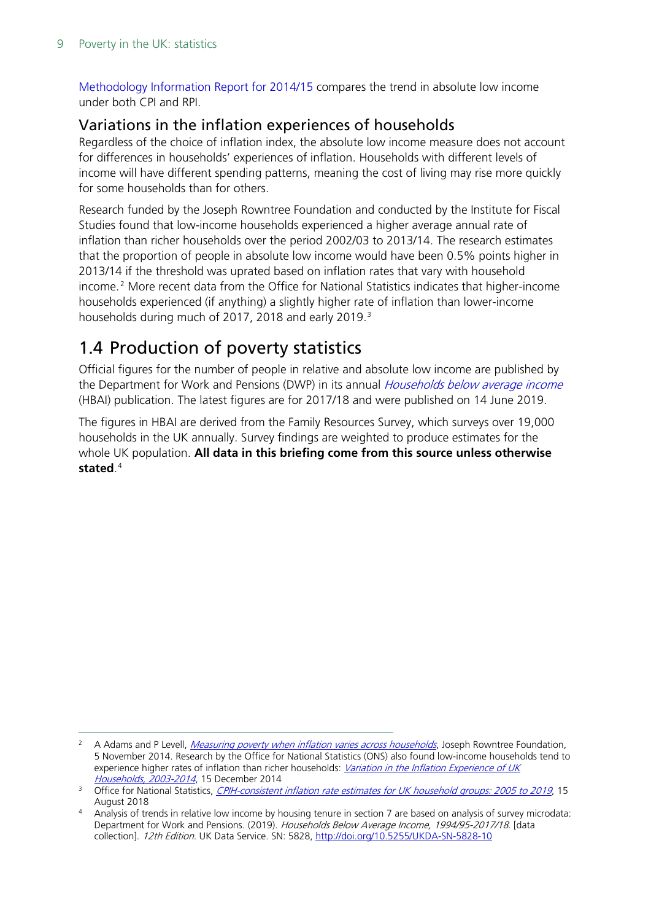Methodology Information Report for 2014/15 compares the trend in absolute low income under both CPI and RPI.

### Variations in the inflation experiences of households

Regardless of the choice of inflation index, the absolute low income measure does not account for differences in households' experiences of inflation. Households with different levels of income will have different spending patterns, meaning the cost of living may rise more quickly for some households than for others.

Research funded by the Joseph Rowntree Foundation and conducted by the Institute for Fiscal Studies found that low-income households experienced a higher average annual rate of inflation than richer households over the period 2002/03 to 2013/14. The research estimates that the proportion of people in absolute low income would have been 0.5% points higher in 2013/14 if the threshold was uprated based on inflation rates that vary with household income.[2] More recent data from the Office for National Statistics indicates that higher-income households experienced (if anything) a slightly higher rate of inflation than lower-income households during much of 2017, 2018 and early 2019.[3]

## 1.4 Production of poverty statistics

Official figures for the number of people in relative and absolute low income are published by the Department for Work and Pensions (DWP) in its annual *Households below average income* (HBAI) publication. The latest figures are for 2017/18 and were published on 14 June 2019.

The figures in HBAI are derived from the Family Resources Survey, which surveys over 19,000 households in the UK annually. Survey findings are weighted to produce estimates for the whole UK population. **All data in this briefing come from this source unless otherwise stated**.[4]

---

[2] A Adams and P Levell, *Measuring poverty when inflation varies across households*, Joseph Rowntree Foundation, 5 November 2014. Research by the Office for National Statistics (ONS) also found low-income households tend to experience higher rates of inflation than richer households: *Variation in the Inflation Experience of UK Households, 2003-2014*, 15 December 2014

[3] Office for National Statistics, *CPIH-consistent inflation rate estimates for UK household groups: 2005 to 2019*, 15 August 2018

[4] Analysis of trends in relative low income by housing tenure in section 7 are based on analysis of survey microdata: Department for Work and Pensions. (2019). *Households Below Average Income, 1994/95-2017/18*. [data collection]. *12th Edition*. UK Data Service. SN: 5828, http://doi.org/10.5255/UKDA-SN-5828-10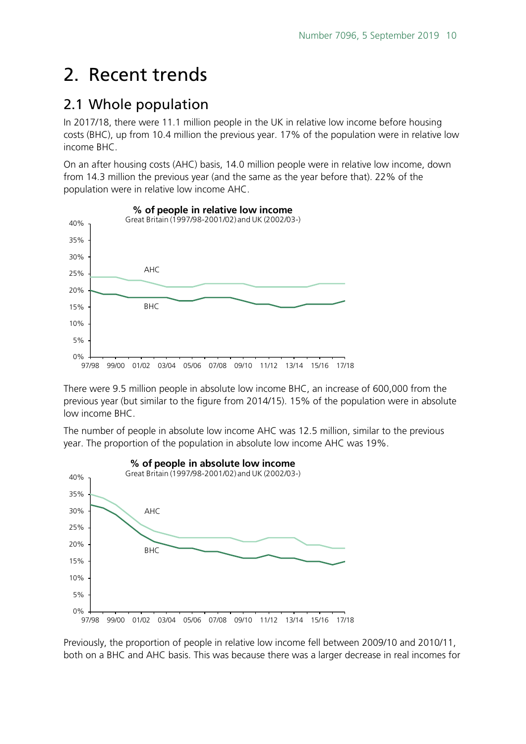# 2. Recent trends

## 2.1 Whole population

In 2017/18, there were 11.1 million people in the UK in relative low income before housing costs (BHC), up from 10.4 million the previous year. 17% of the population were in relative low income BHC.

On an after housing costs (AHC) basis, 14.0 million people were in relative low income, down from 14.3 million the previous year (and the same as the year before that). 22% of the population were in relative low income AHC.

There were 9.5 million people in absolute low income BHC, an increase of 600,000 from the previous year (but similar to the figure from 2014/15). 15% of the population were in absolute low income BHC.

The number of people in absolute low income AHC was 12.5 million, similar to the previous year. The proportion of the population in absolute low income AHC was 19%.

Previously, the proportion of people in relative low income fell between 2009/10 and 2010/11, both on a BHC and AHC basis. This was because there was a larger decrease in real incomes for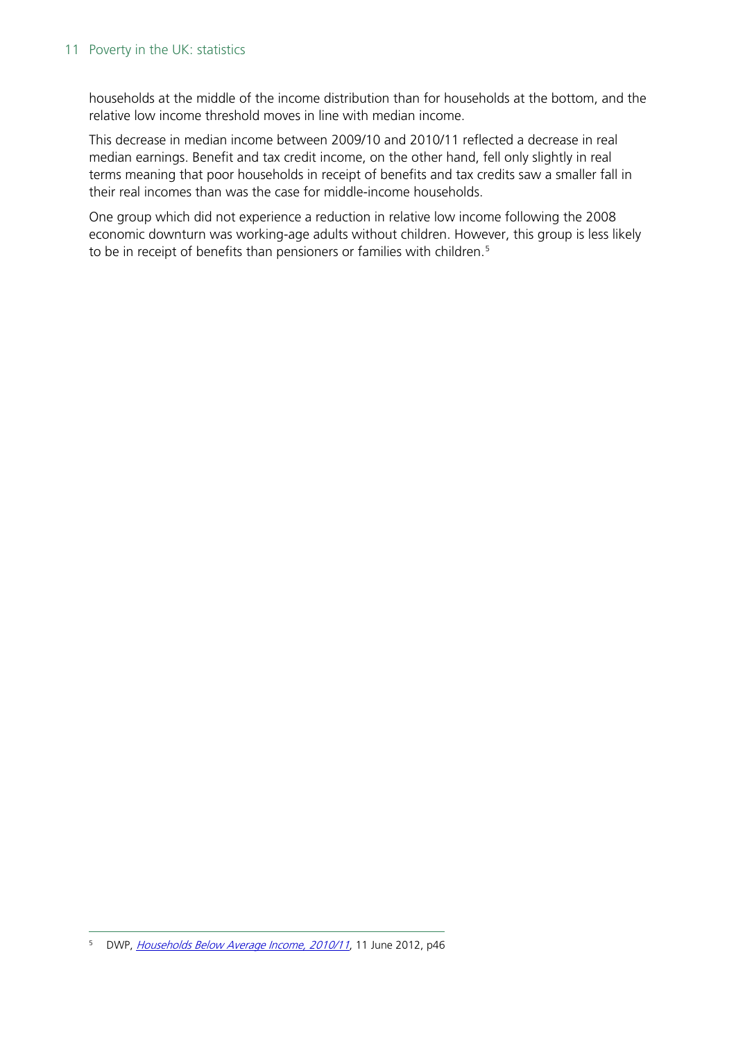households at the middle of the income distribution than for households at the bottom, and the relative low income threshold moves in line with median income.

This decrease in median income between 2009/10 and 2010/11 reflected a decrease in real median earnings. Benefit and tax credit income, on the other hand, fell only slightly in real terms meaning that poor households in receipt of benefits and tax credits saw a smaller fall in their real incomes than was the case for middle-income households.

One group which did not experience a reduction in relative low income following the 2008 economic downturn was working-age adults without children. However, this group is less likely to be in receipt of benefits than pensioners or families with children.[5]

---

[5] DWP, *Households Below Average Income, 2010/11*, 11 June 2012, p46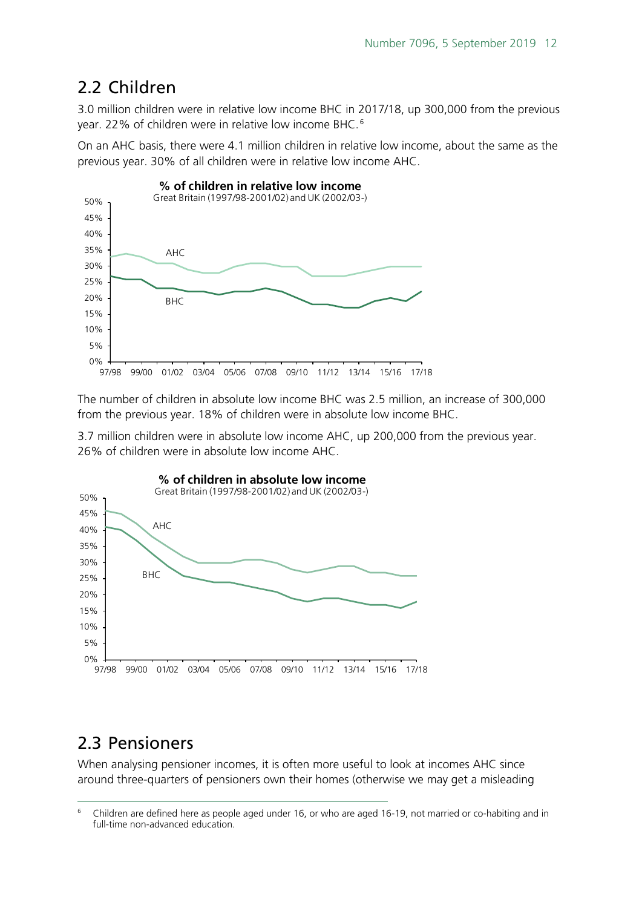## 2.2 Children

3.0 million children were in relative low income BHC in 2017/18, up 300,000 from the previous year. 22% of children were in relative low income BHC.[6]

On an AHC basis, there were 4.1 million children in relative low income, about the same as the previous year. 30% of all children were in relative low income AHC.

**% of children in relative low income**
Great Britain (1997/98-2001/02) and UK (2002/03-)

The number of children in absolute low income BHC was 2.5 million, an increase of 300,000 from the previous year. 18% of children were in absolute low income BHC.

3.7 million children were in absolute low income AHC, up 200,000 from the previous year. 26% of children were in absolute low income AHC.

**% of children in absolute low income**
Great Britain (1997/98-2001/02) and UK (2002/03-)

## 2.3 Pensioners

When analysing pensioner incomes, it is often more useful to look at incomes AHC since around three-quarters of pensioners own their homes (otherwise we may get a misleading

---

[6] Children are defined here as people aged under 16, or who are aged 16-19, not married or co-habiting and in full-time non-advanced education.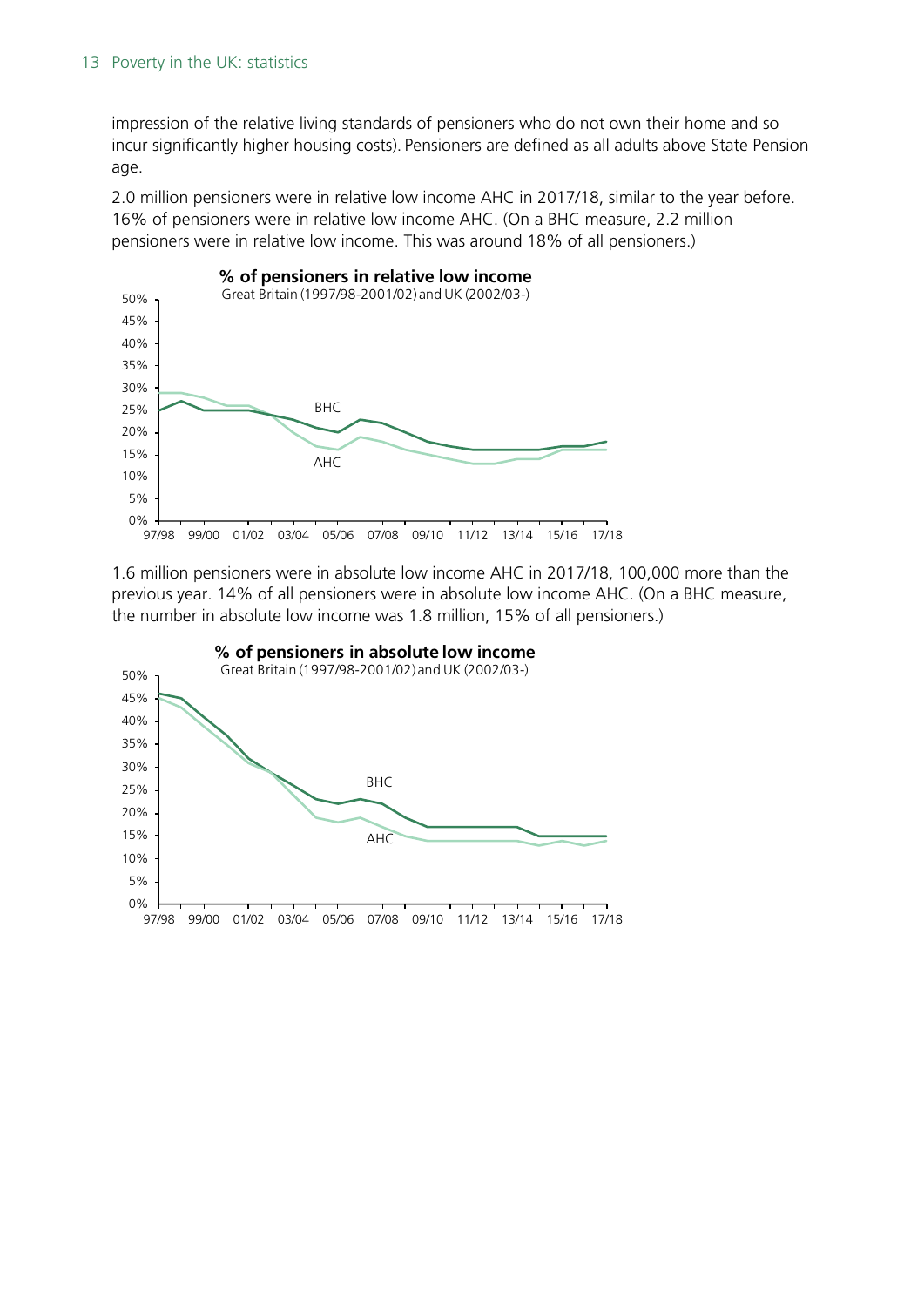impression of the relative living standards of pensioners who do not own their home and so incur significantly higher housing costs). Pensioners are defined as all adults above State Pension age.

2.0 million pensioners were in relative low income AHC in 2017/18, similar to the year before. 16% of pensioners were in relative low income AHC. (On a BHC measure, 2.2 million pensioners were in relative low income. This was around 18% of all pensioners.)

**% of pensioners in relative low income**

Great Britain (1997/98-2001/02) and UK (2002/03-)

1.6 million pensioners were in absolute low income AHC in 2017/18, 100,000 more than the previous year. 14% of all pensioners were in absolute low income AHC. (On a BHC measure, the number in absolute low income was 1.8 million, 15% of all pensioners.)

**% of pensioners in absolute low income**

Great Britain (1997/98-2001/02) and UK (2002/03-)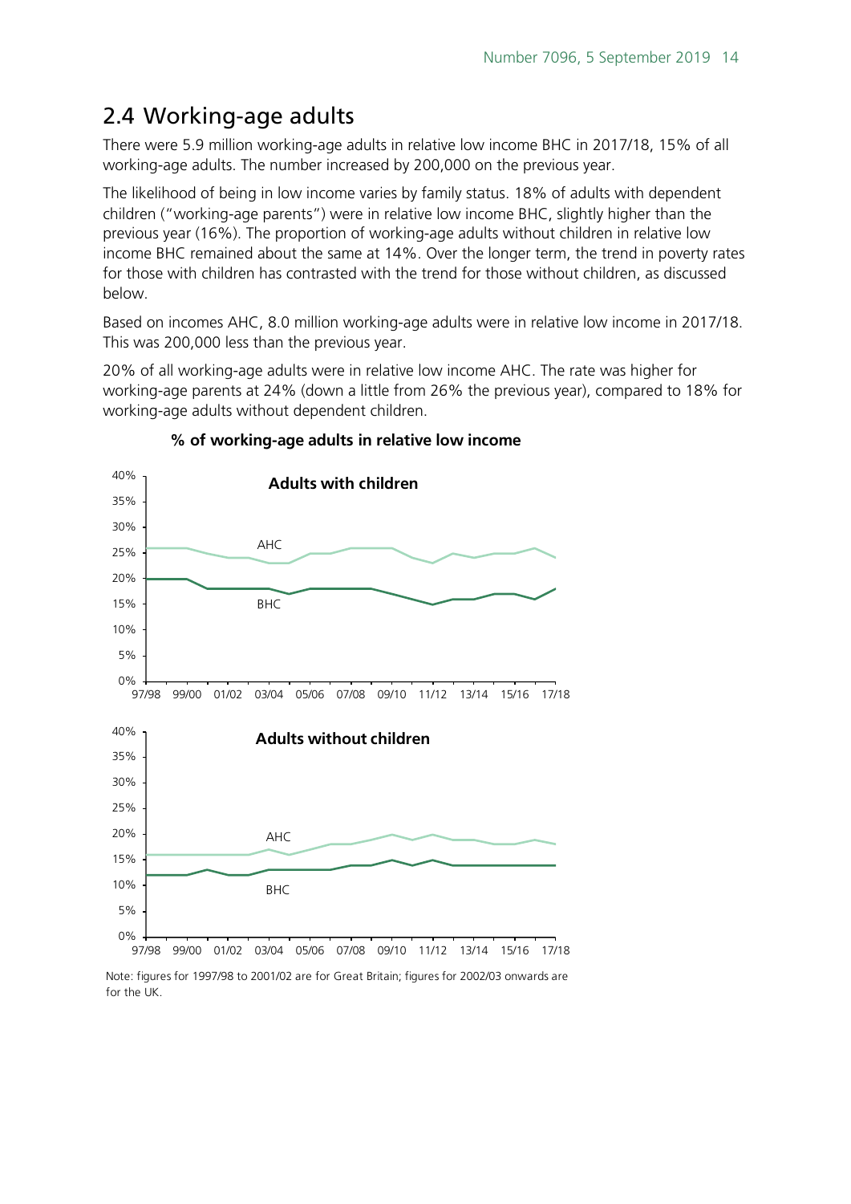## 2.4 Working-age adults

There were 5.9 million working-age adults in relative low income BHC in 2017/18, 15% of all working-age adults. The number increased by 200,000 on the previous year.

The likelihood of being in low income varies by family status. 18% of adults with dependent children ("working-age parents") were in relative low income BHC, slightly higher than the previous year (16%). The proportion of working-age adults without children in relative low income BHC remained about the same at 14%. Over the longer term, the trend in poverty rates for those with children has contrasted with the trend for those without children, as discussed below.

Based on incomes AHC, 8.0 million working-age adults were in relative low income in 2017/18. This was 200,000 less than the previous year.

20% of all working-age adults were in relative low income AHC. The rate was higher for working-age parents at 24% (down a little from 26% the previous year), compared to 18% for working-age adults without dependent children.

**% of working-age adults in relative low income**

Note: figures for 1997/98 to 2001/02 are for Great Britain; figures for 2002/03 onwards are for the UK.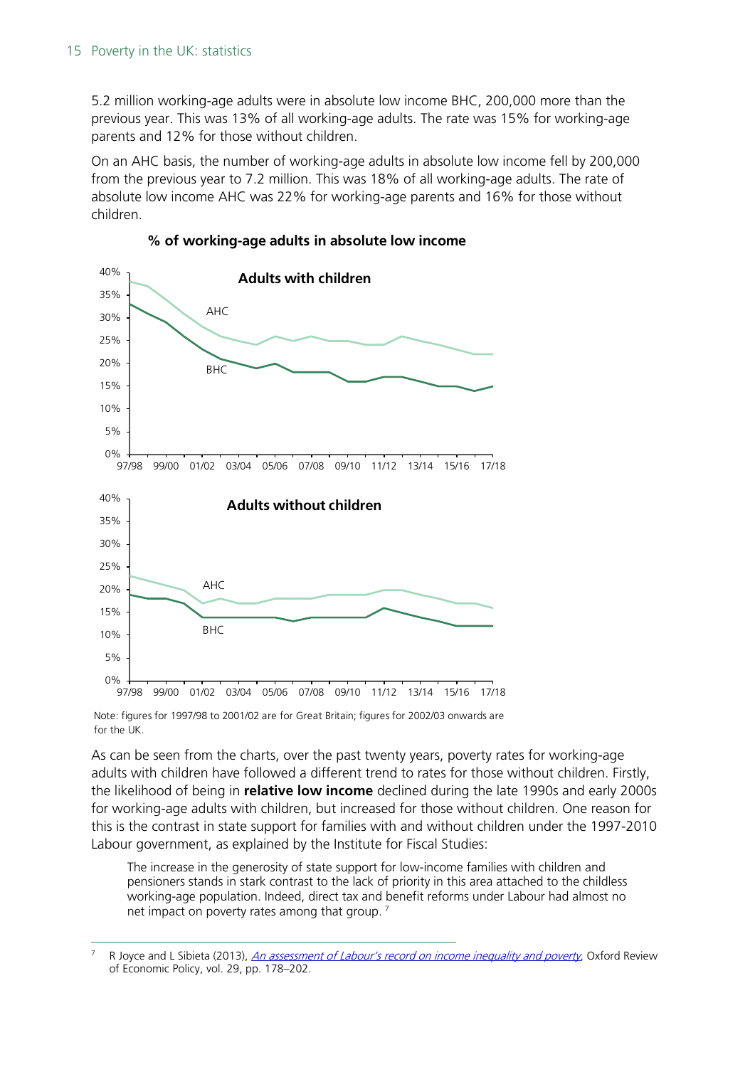5.2 million working-age adults were in absolute low income BHC, 200,000 more than the previous year. This was 13% of all working-age adults. The rate was 15% for working-age parents and 12% for those without children.

On an AHC basis, the number of working-age adults in absolute low income fell by 200,000 from the previous year to 7.2 million. This was 18% of all working-age adults. The rate of absolute low income AHC was 22% for working-age parents and 16% for those without children.

**% of working-age adults in absolute low income**

Note: figures for 1997/98 to 2001/02 are for Great Britain; figures for 2002/03 onwards are for the UK.

As can be seen from the charts, over the past twenty years, poverty rates for working-age adults with children have followed a different trend to rates for those without children. Firstly, the likelihood of being in **relative low income** declined during the late 1990s and early 2000s for working-age adults with children, but increased for those without children. One reason for this is the contrast in state support for families with and without children under the 1997-2010 Labour government, as explained by the Institute for Fiscal Studies:

> The increase in the generosity of state support for low-income families with children and pensioners stands in stark contrast to the lack of priority in this area attached to the childless working-age population. Indeed, direct tax and benefit reforms under Labour had almost no net impact on poverty rates among that group. [7]

---

[7] R Joyce and L Sibieta (2013), *An assessment of Labour's record on income inequality and poverty*, Oxford Review of Economic Policy, vol. 29, pp. 178–202.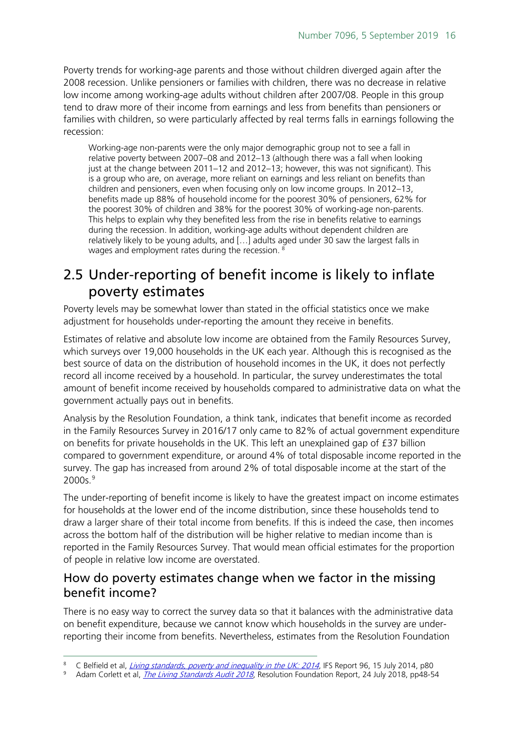Poverty trends for working-age parents and those without children diverged again after the 2008 recession. Unlike pensioners or families with children, there was no decrease in relative low income among working-age adults without children after 2007/08. People in this group tend to draw more of their income from earnings and less from benefits than pensioners or families with children, so were particularly affected by real terms falls in earnings following the recession:

> Working-age non-parents were the only major demographic group not to see a fall in relative poverty between 2007–08 and 2012–13 (although there was a fall when looking just at the change between 2011–12 and 2012–13; however, this was not significant). This is a group who are, on average, more reliant on earnings and less reliant on benefits than children and pensioners, even when focusing only on low income groups. In 2012–13, benefits made up 88% of household income for the poorest 30% of pensioners, 62% for the poorest 30% of children and 38% for the poorest 30% of working-age non-parents. This helps to explain why they benefited less from the rise in benefits relative to earnings during the recession. In addition, working-age adults without dependent children are relatively likely to be young adults, and […] adults aged under 30 saw the largest falls in wages and employment rates during the recession. [8]

## 2.5 Under-reporting of benefit income is likely to inflate poverty estimates

Poverty levels may be somewhat lower than stated in the official statistics once we make adjustment for households under-reporting the amount they receive in benefits.

Estimates of relative and absolute low income are obtained from the Family Resources Survey, which surveys over 19,000 households in the UK each year. Although this is recognised as the best source of data on the distribution of household incomes in the UK, it does not perfectly record all income received by a household. In particular, the survey underestimates the total amount of benefit income received by households compared to administrative data on what the government actually pays out in benefits.

Analysis by the Resolution Foundation, a think tank, indicates that benefit income as recorded in the Family Resources Survey in 2016/17 only came to 82% of actual government expenditure on benefits for private households in the UK. This left an unexplained gap of £37 billion compared to government expenditure, or around 4% of total disposable income reported in the survey. The gap has increased from around 2% of total disposable income at the start of the 2000s.[9]

The under-reporting of benefit income is likely to have the greatest impact on income estimates for households at the lower end of the income distribution, since these households tend to draw a larger share of their total income from benefits. If this is indeed the case, then incomes across the bottom half of the distribution will be higher relative to median income than is reported in the Family Resources Survey. That would mean official estimates for the proportion of people in relative low income are overstated.

### How do poverty estimates change when we factor in the missing benefit income?

There is no easy way to correct the survey data so that it balances with the administrative data on benefit expenditure, because we cannot know which households in the survey are under-reporting their income from benefits. Nevertheless, estimates from the Resolution Foundation

---

[8] C Belfield et al, *Living standards, poverty and inequality in the UK: 2014*, IFS Report 96, 15 July 2014, p80

[9] Adam Corlett et al, *The Living Standards Audit 2018*, Resolution Foundation Report, 24 July 2018, pp48-54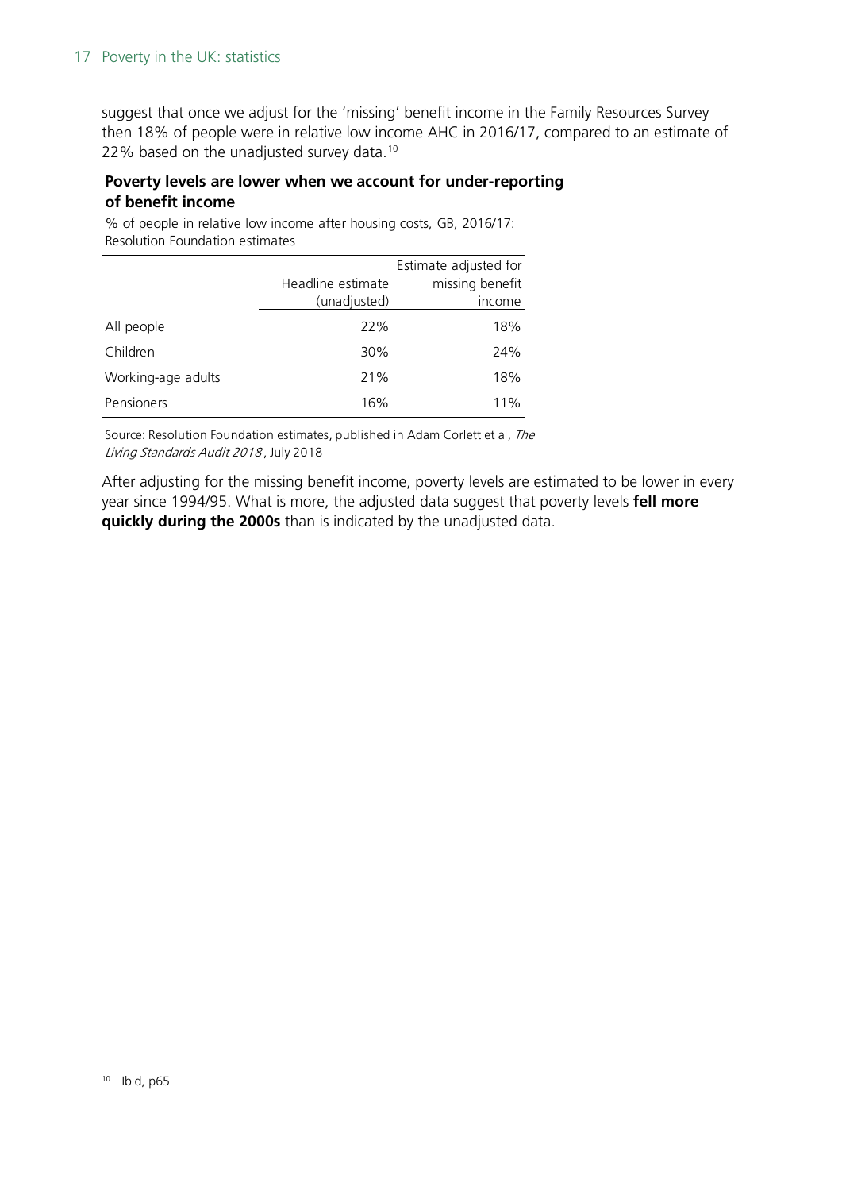suggest that once we adjust for the 'missing' benefit income in the Family Resources Survey then 18% of people were in relative low income AHC in 2016/17, compared to an estimate of 22% based on the unadjusted survey data.[10]

**Poverty levels are lower when we account for under-reporting of benefit income**

% of people in relative low income after housing costs, GB, 2016/17: Resolution Foundation estimates

| | Headline estimate (unadjusted) | Estimate adjusted for missing benefit income |
|---|---|---|
| All people | 22% | 18% |
| Children | 30% | 24% |
| Working-age adults | 21% | 18% |
| Pensioners | 16% | 11% |

Source: Resolution Foundation estimates, published in Adam Corlett et al, *The Living Standards Audit 2018*, July 2018

After adjusting for the missing benefit income, poverty levels are estimated to be lower in every year since 1994/95. What is more, the adjusted data suggest that poverty levels **fell more quickly during the 2000s** than is indicated by the unadjusted data.

[10] Ibid, p65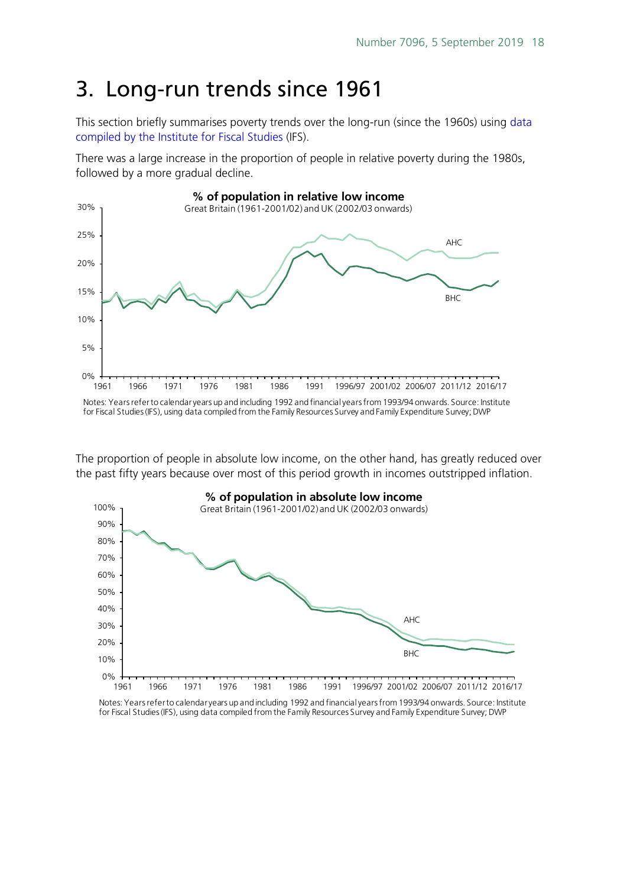# 3. Long-run trends since 1961

This section briefly summarises poverty trends over the long-run (since the 1960s) using data compiled by the Institute for Fiscal Studies (IFS).

There was a large increase in the proportion of people in relative poverty during the 1980s, followed by a more gradual decline.

**% of population in relative low income**

Great Britain (1961-2001/02) and UK (2002/03 onwards)

Notes: Years refer to calendar years up and including 1992 and financial years from 1993/94 onwards. Source: Institute for Fiscal Studies (IFS), using data compiled from the Family Resources Survey and Family Expenditure Survey; DWP

The proportion of people in absolute low income, on the other hand, has greatly reduced over the past fifty years because over most of this period growth in incomes outstripped inflation.

**% of population in absolute low income**

Great Britain (1961-2001/02) and UK (2002/03 onwards)

Notes: Years refer to calendar years up and including 1992 and financial years from 1993/94 onwards. Source: Institute for Fiscal Studies (IFS), using data compiled from the Family Resources Survey and Family Expenditure Survey; DWP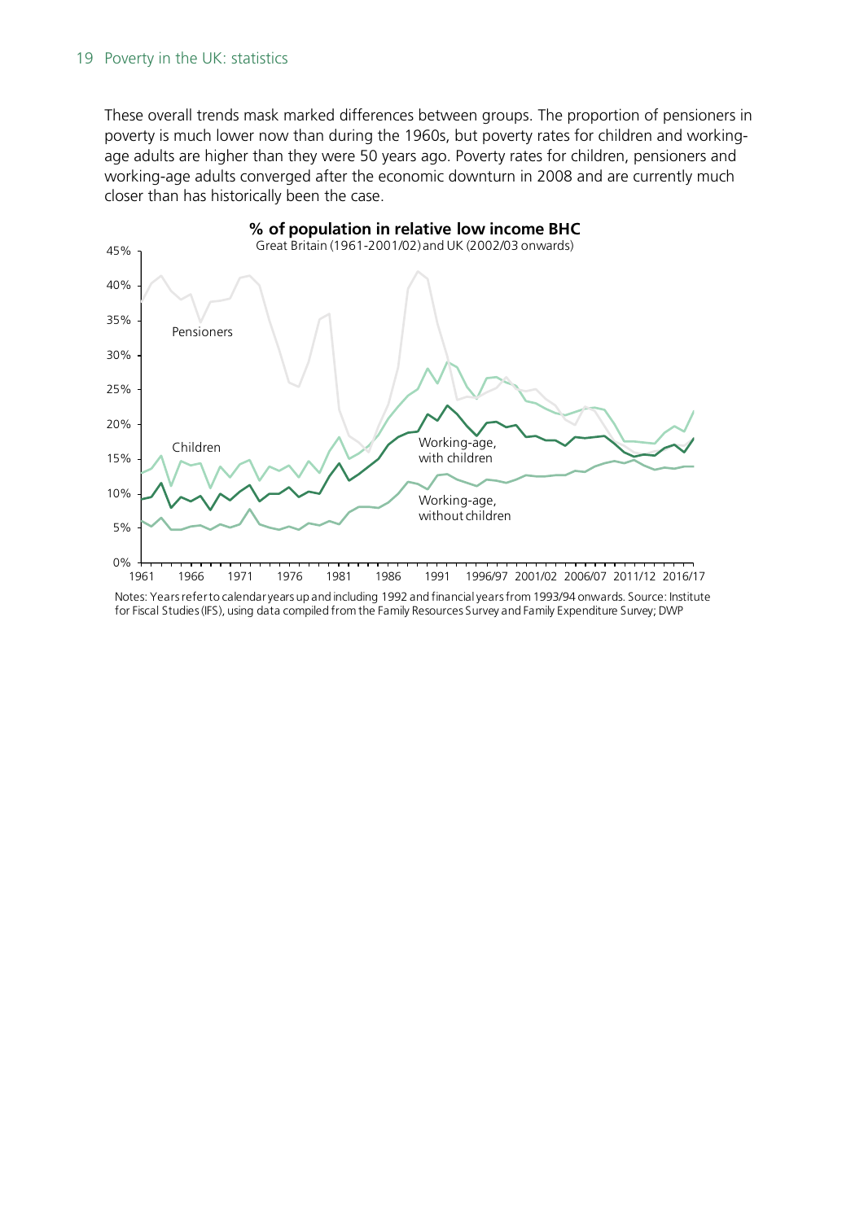These overall trends mask marked differences between groups. The proportion of pensioners in poverty is much lower now than during the 1960s, but poverty rates for children and working-age adults are higher than they were 50 years ago. Poverty rates for children, pensioners and working-age adults converged after the economic downturn in 2008 and are currently much closer than has historically been the case.

**% of population in relative low income BHC**

Great Britain (1961-2001/02) and UK (2002/03 onwards)

Notes: Years refer to calendar years up and including 1992 and financial years from 1993/94 onwards. Source: Institute for Fiscal Studies (IFS), using data compiled from the Family Resources Survey and Family Expenditure Survey; DWP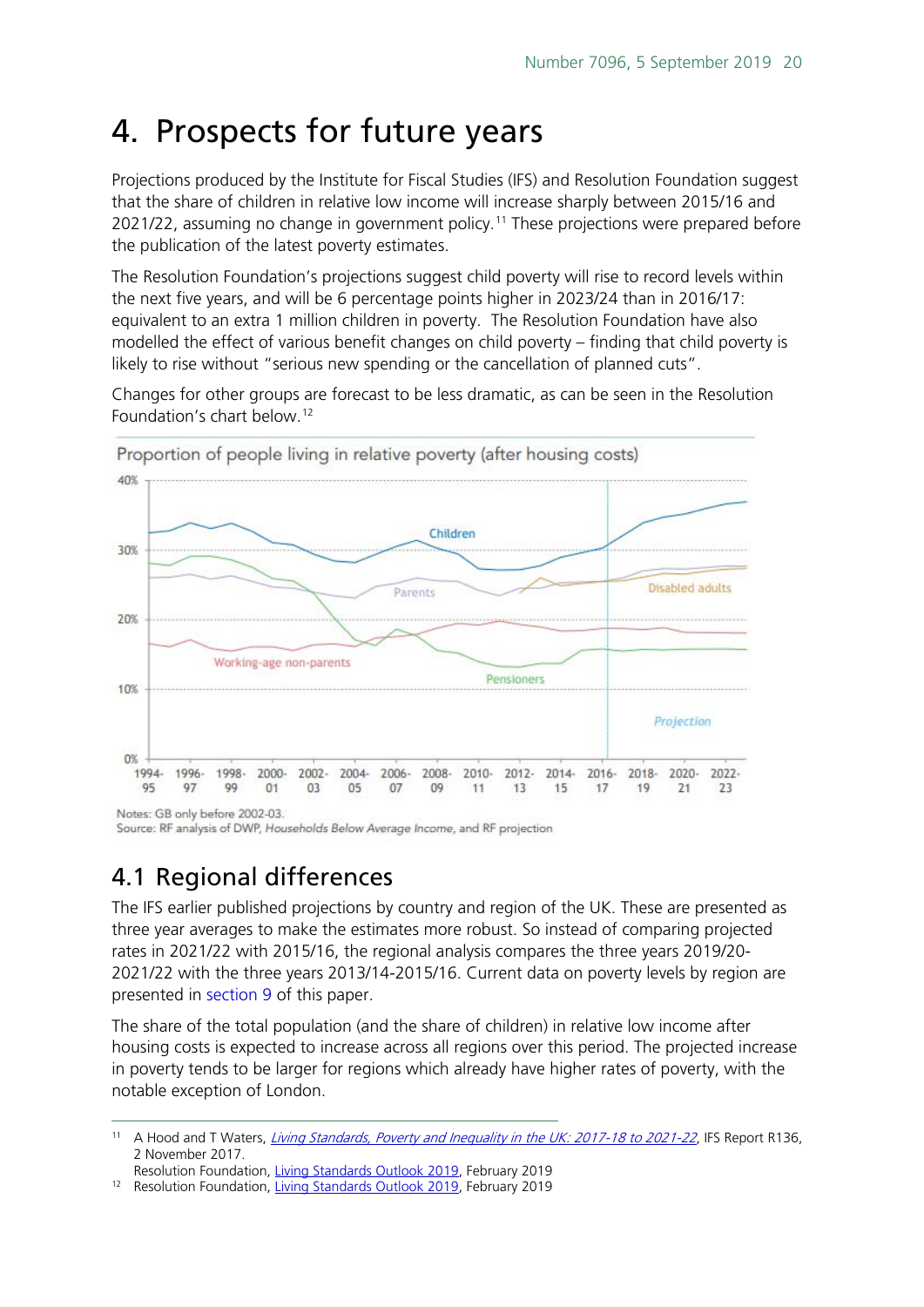# 4. Prospects for future years

Projections produced by the Institute for Fiscal Studies (IFS) and Resolution Foundation suggest that the share of children in relative low income will increase sharply between 2015/16 and 2021/22, assuming no change in government policy.[11] These projections were prepared before the publication of the latest poverty estimates.

The Resolution Foundation's projections suggest child poverty will rise to record levels within the next five years, and will be 6 percentage points higher in 2023/24 than in 2016/17: equivalent to an extra 1 million children in poverty. The Resolution Foundation have also modelled the effect of various benefit changes on child poverty – finding that child poverty is likely to rise without "serious new spending or the cancellation of planned cuts".

Changes for other groups are forecast to be less dramatic, as can be seen in the Resolution Foundation's chart below.[12]

Proportion of people living in relative poverty (after housing costs)

Notes: GB only before 2002-03.
Source: RF analysis of DWP, *Households Below Average Income*, and RF projection

## 4.1 Regional differences

The IFS earlier published projections by country and region of the UK. These are presented as three year averages to make the estimates more robust. So instead of comparing projected rates in 2021/22 with 2015/16, the regional analysis compares the three years 2019/20-2021/22 with the three years 2013/14-2015/16. Current data on poverty levels by region are presented in section 9 of this paper.

The share of the total population (and the share of children) in relative low income after housing costs is expected to increase across all regions over this period. The projected increase in poverty tends to be larger for regions which already have higher rates of poverty, with the notable exception of London.

---

[11] A Hood and T Waters, *Living Standards, Poverty and Inequality in the UK: 2017-18 to 2021-22*, IFS Report R136, 2 November 2017.
Resolution Foundation, Living Standards Outlook 2019, February 2019

[12] Resolution Foundation, Living Standards Outlook 2019, February 2019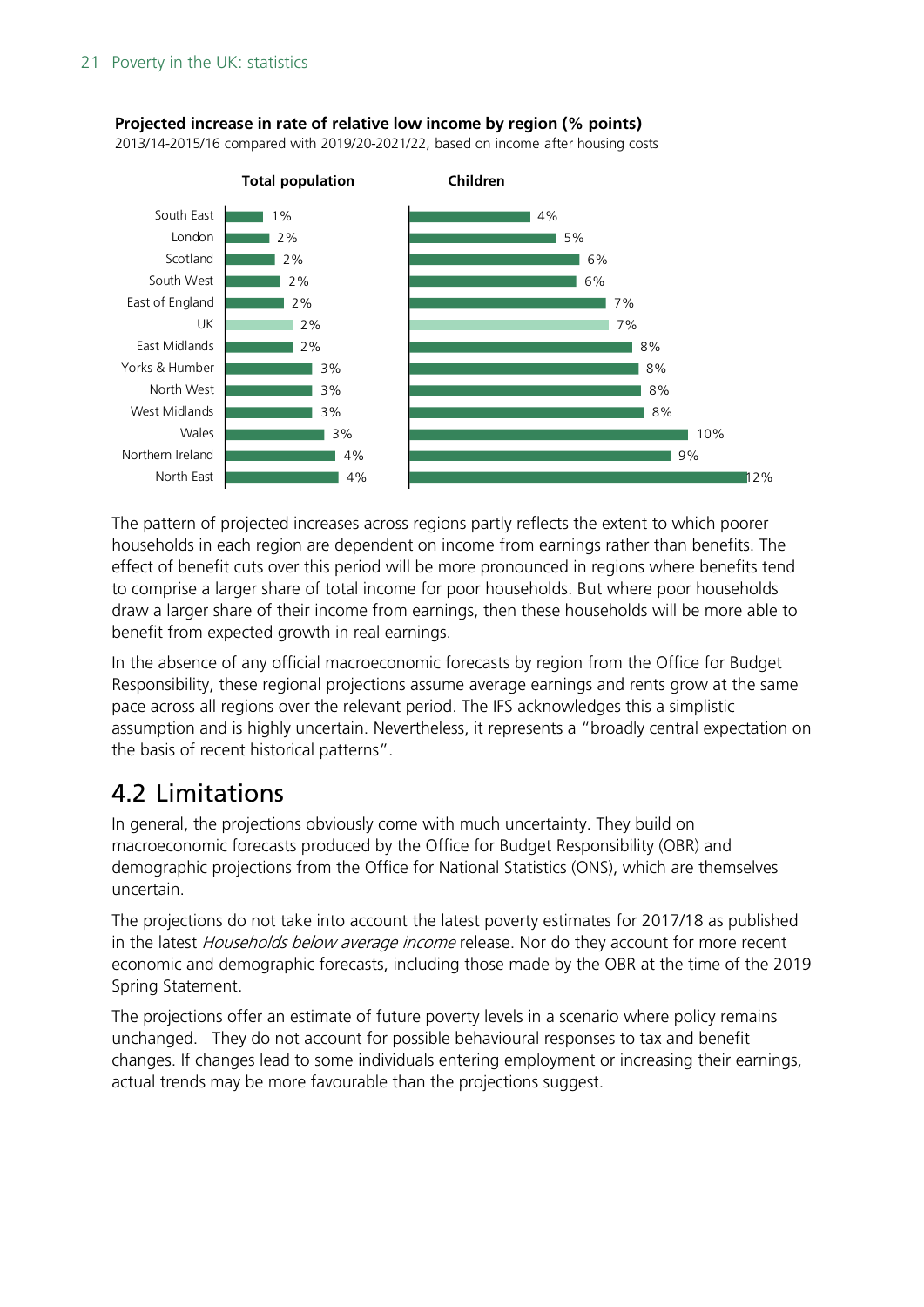**Projected increase in rate of relative low income by region (% points)**
2013/14-2015/16 compared with 2019/20-2021/22, based on income after housing costs

| Region | Total population | Children |
| --- | --- | --- |
| South East | 1% | 4% |
| London | 2% | 5% |
| Scotland | 2% | 6% |
| South West | 2% | 6% |
| East of England | 2% | 7% |
| UK | 2% | 7% |
| East Midlands | 2% | 8% |
| Yorks & Humber | 3% | 8% |
| North West | 3% | 8% |
| West Midlands | 3% | 8% |
| Wales | 3% | 10% |
| Northern Ireland | 4% | 9% |
| North East | 4% | 12% |

The pattern of projected increases across regions partly reflects the extent to which poorer households in each region are dependent on income from earnings rather than benefits. The effect of benefit cuts over this period will be more pronounced in regions where benefits tend to comprise a larger share of total income for poor households. But where poor households draw a larger share of their income from earnings, then these households will be more able to benefit from expected growth in real earnings.

In the absence of any official macroeconomic forecasts by region from the Office for Budget Responsibility, these regional projections assume average earnings and rents grow at the same pace across all regions over the relevant period. The IFS acknowledges this a simplistic assumption and is highly uncertain. Nevertheless, it represents a "broadly central expectation on the basis of recent historical patterns".

## 4.2 Limitations

In general, the projections obviously come with much uncertainty. They build on macroeconomic forecasts produced by the Office for Budget Responsibility (OBR) and demographic projections from the Office for National Statistics (ONS), which are themselves uncertain.

The projections do not take into account the latest poverty estimates for 2017/18 as published in the latest *Households below average income* release. Nor do they account for more recent economic and demographic forecasts, including those made by the OBR at the time of the 2019 Spring Statement.

The projections offer an estimate of future poverty levels in a scenario where policy remains unchanged. They do not account for possible behavioural responses to tax and benefit changes. If changes lead to some individuals entering employment or increasing their earnings, actual trends may be more favourable than the projections suggest.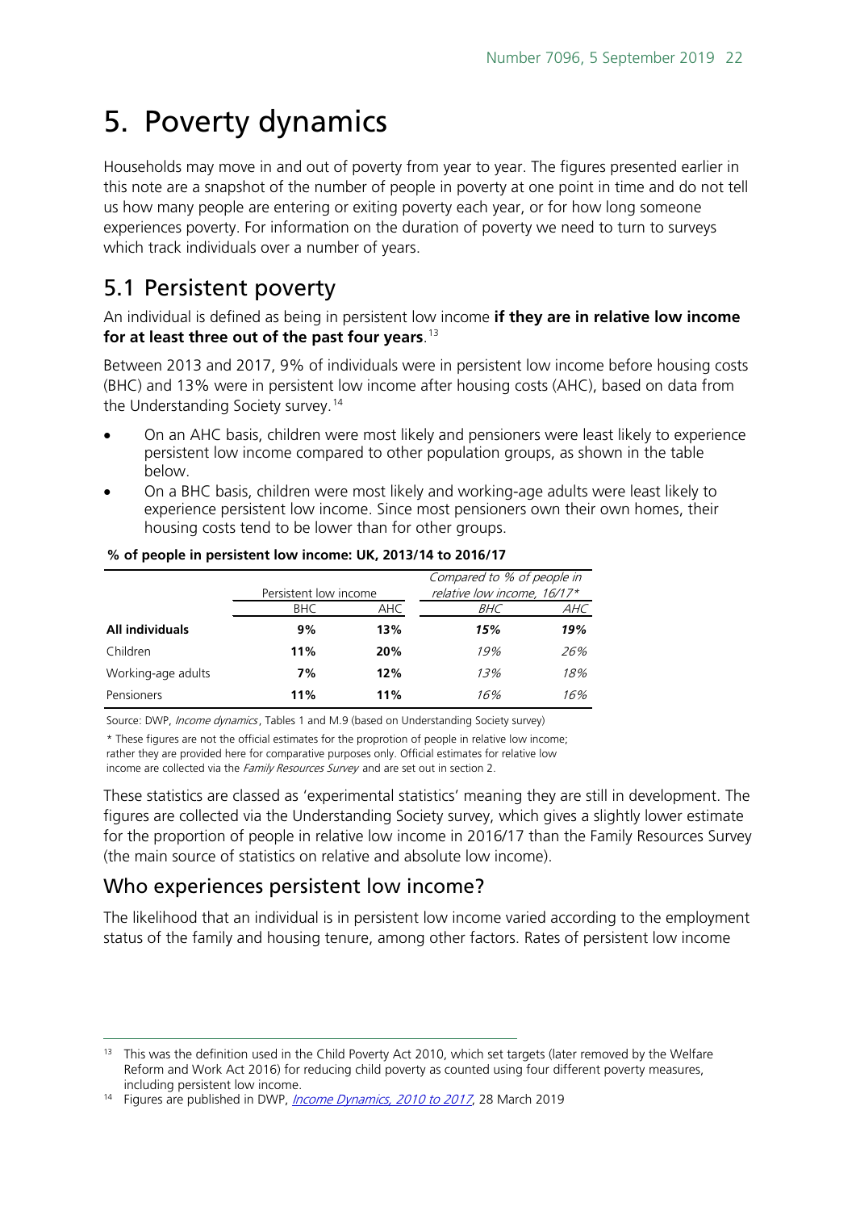# 5. Poverty dynamics

Households may move in and out of poverty from year to year. The figures presented earlier in this note are a snapshot of the number of people in poverty at one point in time and do not tell us how many people are entering or exiting poverty each year, or for how long someone experiences poverty. For information on the duration of poverty we need to turn to surveys which track individuals over a number of years.

## 5.1 Persistent poverty

An individual is defined as being in persistent low income **if they are in relative low income for at least three out of the past four years**.[13]

Between 2013 and 2017, 9% of individuals were in persistent low income before housing costs (BHC) and 13% were in persistent low income after housing costs (AHC), based on data from the Understanding Society survey.[14]

- On an AHC basis, children were most likely and pensioners were least likely to experience persistent low income compared to other population groups, as shown in the table below.
- On a BHC basis, children were most likely and working-age adults were least likely to experience persistent low income. Since most pensioners own their own homes, their housing costs tend to be lower than for other groups.

**% of people in persistent low income: UK, 2013/14 to 2016/17**

| | Persistent low income | | *Compared to % of people in relative low income, 16/17** | |
|---|---|---|---|---|
| | BHC | AHC | *BHC* | *AHC* |
| **All individuals** | **9%** | **13%** | ***15%*** | ***19%*** |
| Children | **11%** | **20%** | *19%* | *26%* |
| Working-age adults | **7%** | **12%** | *13%* | *18%* |
| Pensioners | **11%** | **11%** | *16%* | *16%* |

Source: DWP, *Income dynamics*, Tables 1 and M.9 (based on Understanding Society survey)

* These figures are not the official estimates for the proprotion of people in relative low income; rather they are provided here for comparative purposes only. Official estimates for relative low income are collected via the *Family Resources Survey* and are set out in section 2.

These statistics are classed as 'experimental statistics' meaning they are still in development. The figures are collected via the Understanding Society survey, which gives a slightly lower estimate for the proportion of people in relative low income in 2016/17 than the Family Resources Survey (the main source of statistics on relative and absolute low income).

### Who experiences persistent low income?

The likelihood that an individual is in persistent low income varied according to the employment status of the family and housing tenure, among other factors. Rates of persistent low income

---

[13] This was the definition used in the Child Poverty Act 2010, which set targets (later removed by the Welfare Reform and Work Act 2016) for reducing child poverty as counted using four different poverty measures, including persistent low income.

[14] Figures are published in DWP, *Income Dynamics, 2010 to 2017*, 28 March 2019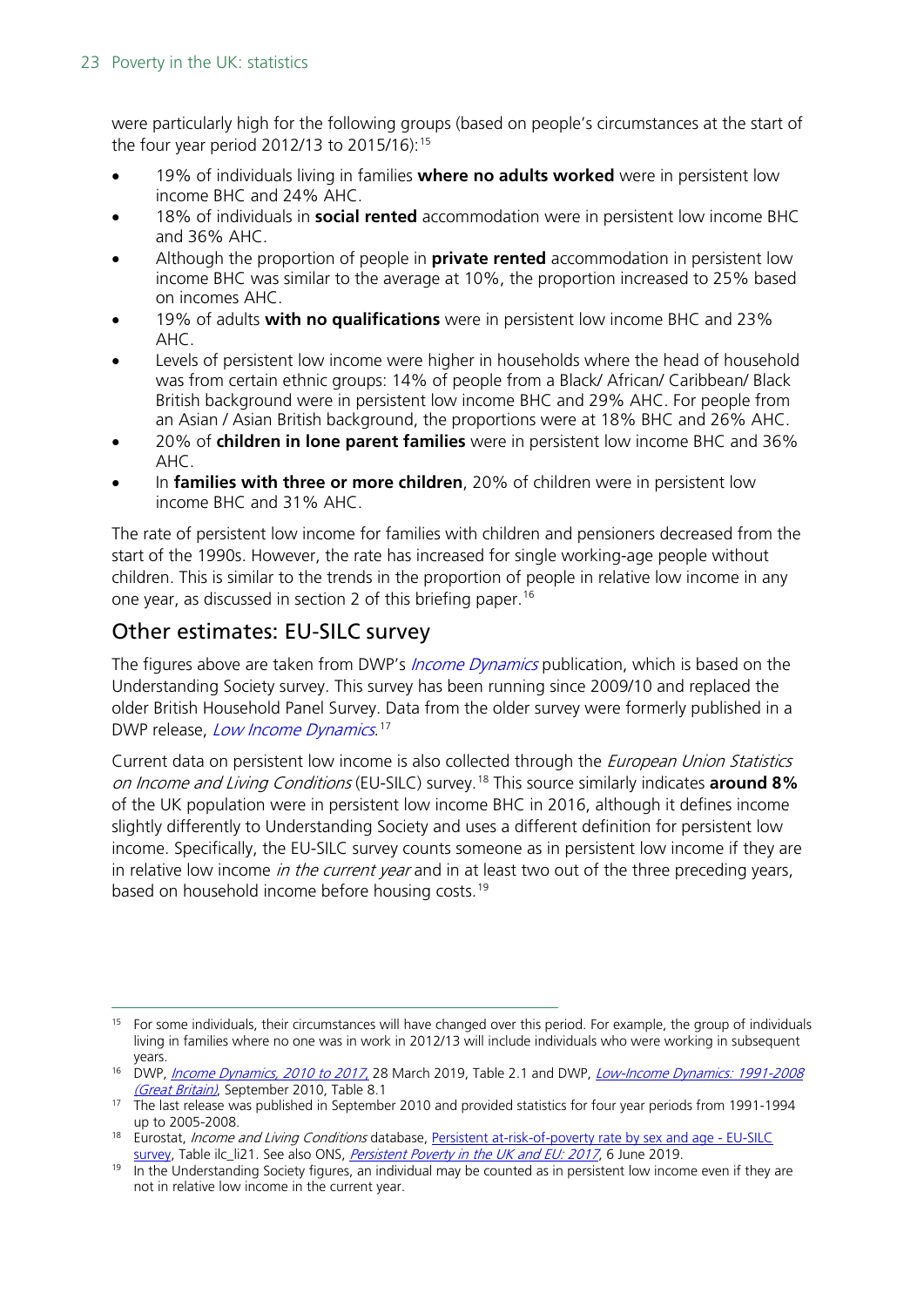were particularly high for the following groups (based on people's circumstances at the start of the four year period 2012/13 to 2015/16):[15]

- 19% of individuals living in families **where no adults worked** were in persistent low income BHC and 24% AHC.
- 18% of individuals in **social rented** accommodation were in persistent low income BHC and 36% AHC.
- Although the proportion of people in **private rented** accommodation in persistent low income BHC was similar to the average at 10%, the proportion increased to 25% based on incomes AHC.
- 19% of adults **with no qualifications** were in persistent low income BHC and 23% AHC.
- Levels of persistent low income were higher in households where the head of household was from certain ethnic groups: 14% of people from a Black/ African/ Caribbean/ Black British background were in persistent low income BHC and 29% AHC. For people from an Asian / Asian British background, the proportions were at 18% BHC and 26% AHC.
- 20% of **children in lone parent families** were in persistent low income BHC and 36% AHC.
- In **families with three or more children**, 20% of children were in persistent low income BHC and 31% AHC.

The rate of persistent low income for families with children and pensioners decreased from the start of the 1990s. However, the rate has increased for single working-age people without children. This is similar to the trends in the proportion of people in relative low income in any one year, as discussed in section 2 of this briefing paper.[16]

## Other estimates: EU-SILC survey

The figures above are taken from DWP's *Income Dynamics* publication, which is based on the Understanding Society survey. This survey has been running since 2009/10 and replaced the older British Household Panel Survey. Data from the older survey were formerly published in a DWP release, *Low Income Dynamics*.[17]

Current data on persistent low income is also collected through the *European Union Statistics on Income and Living Conditions* (EU-SILC) survey.[18] This source similarly indicates **around 8%** of the UK population were in persistent low income BHC in 2016, although it defines income slightly differently to Understanding Society and uses a different definition for persistent low income. Specifically, the EU-SILC survey counts someone as in persistent low income if they are in relative low income *in the current year* and in at least two out of the three preceding years, based on household income before housing costs.[19]

---

[15] For some individuals, their circumstances will have changed over this period. For example, the group of individuals living in families where no one was in work in 2012/13 will include individuals who were working in subsequent years.

[16] DWP, *Income Dynamics, 2010 to 2017*, 28 March 2019, Table 2.1 and DWP, *Low-Income Dynamics: 1991-2008 (Great Britain)*, September 2010, Table 8.1

[17] The last release was published in September 2010 and provided statistics for four year periods from 1991-1994 up to 2005-2008.

[18] Eurostat, *Income and Living Conditions* database, Persistent at-risk-of-poverty rate by sex and age - EU-SILC survey, Table ilc_li21. See also ONS, *Persistent Poverty in the UK and EU: 2017*, 6 June 2019.

[19] In the Understanding Society figures, an individual may be counted as in persistent low income even if they are not in relative low income in the current year.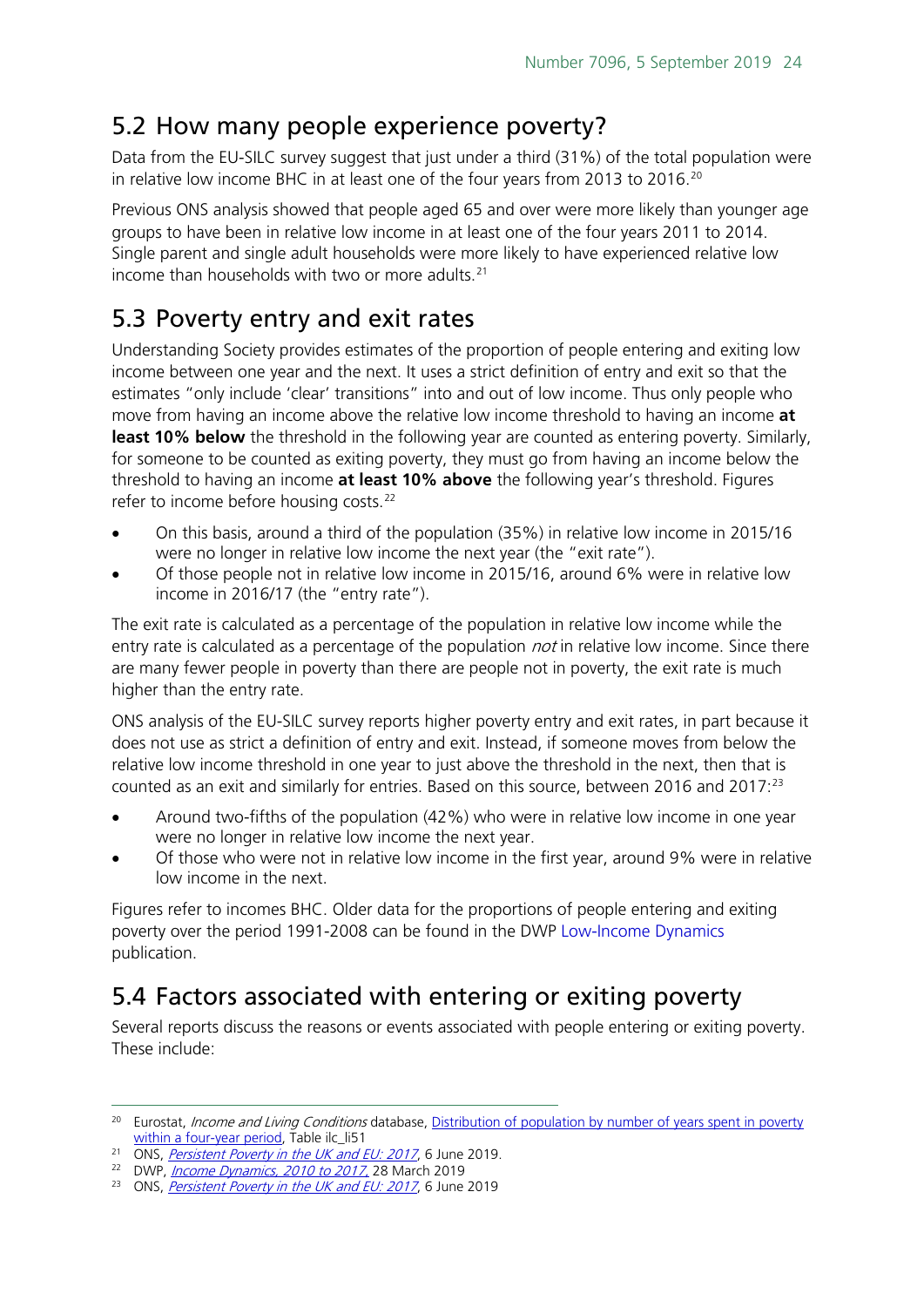## 5.2 How many people experience poverty?

Data from the EU-SILC survey suggest that just under a third (31%) of the total population were in relative low income BHC in at least one of the four years from 2013 to 2016.[20]

Previous ONS analysis showed that people aged 65 and over were more likely than younger age groups to have been in relative low income in at least one of the four years 2011 to 2014. Single parent and single adult households were more likely to have experienced relative low income than households with two or more adults.[21]

## 5.3 Poverty entry and exit rates

Understanding Society provides estimates of the proportion of people entering and exiting low income between one year and the next. It uses a strict definition of entry and exit so that the estimates "only include 'clear' transitions" into and out of low income. Thus only people who move from having an income above the relative low income threshold to having an income **at least 10% below** the threshold in the following year are counted as entering poverty. Similarly, for someone to be counted as exiting poverty, they must go from having an income below the threshold to having an income **at least 10% above** the following year's threshold. Figures refer to income before housing costs.[22]

- On this basis, around a third of the population (35%) in relative low income in 2015/16 were no longer in relative low income the next year (the "exit rate").
- Of those people not in relative low income in 2015/16, around 6% were in relative low income in 2016/17 (the "entry rate").

The exit rate is calculated as a percentage of the population in relative low income while the entry rate is calculated as a percentage of the population *not* in relative low income. Since there are many fewer people in poverty than there are people not in poverty, the exit rate is much higher than the entry rate.

ONS analysis of the EU-SILC survey reports higher poverty entry and exit rates, in part because it does not use as strict a definition of entry and exit. Instead, if someone moves from below the relative low income threshold in one year to just above the threshold in the next, then that is counted as an exit and similarly for entries. Based on this source, between 2016 and 2017:[23]

- Around two-fifths of the population (42%) who were in relative low income in one year were no longer in relative low income the next year.
- Of those who were not in relative low income in the first year, around 9% were in relative low income in the next.

Figures refer to incomes BHC. Older data for the proportions of people entering and exiting poverty over the period 1991-2008 can be found in the DWP Low-Income Dynamics publication.

## 5.4 Factors associated with entering or exiting poverty

Several reports discuss the reasons or events associated with people entering or exiting poverty. These include:

---

[20] Eurostat, *Income and Living Conditions* database, Distribution of population by number of years spent in poverty within a four-year period, Table ilc_li51

[21] ONS, *Persistent Poverty in the UK and EU: 2017*, 6 June 2019.

[22] DWP, *Income Dynamics, 2010 to 2017*, 28 March 2019

[23] ONS, *Persistent Poverty in the UK and EU: 2017*, 6 June 2019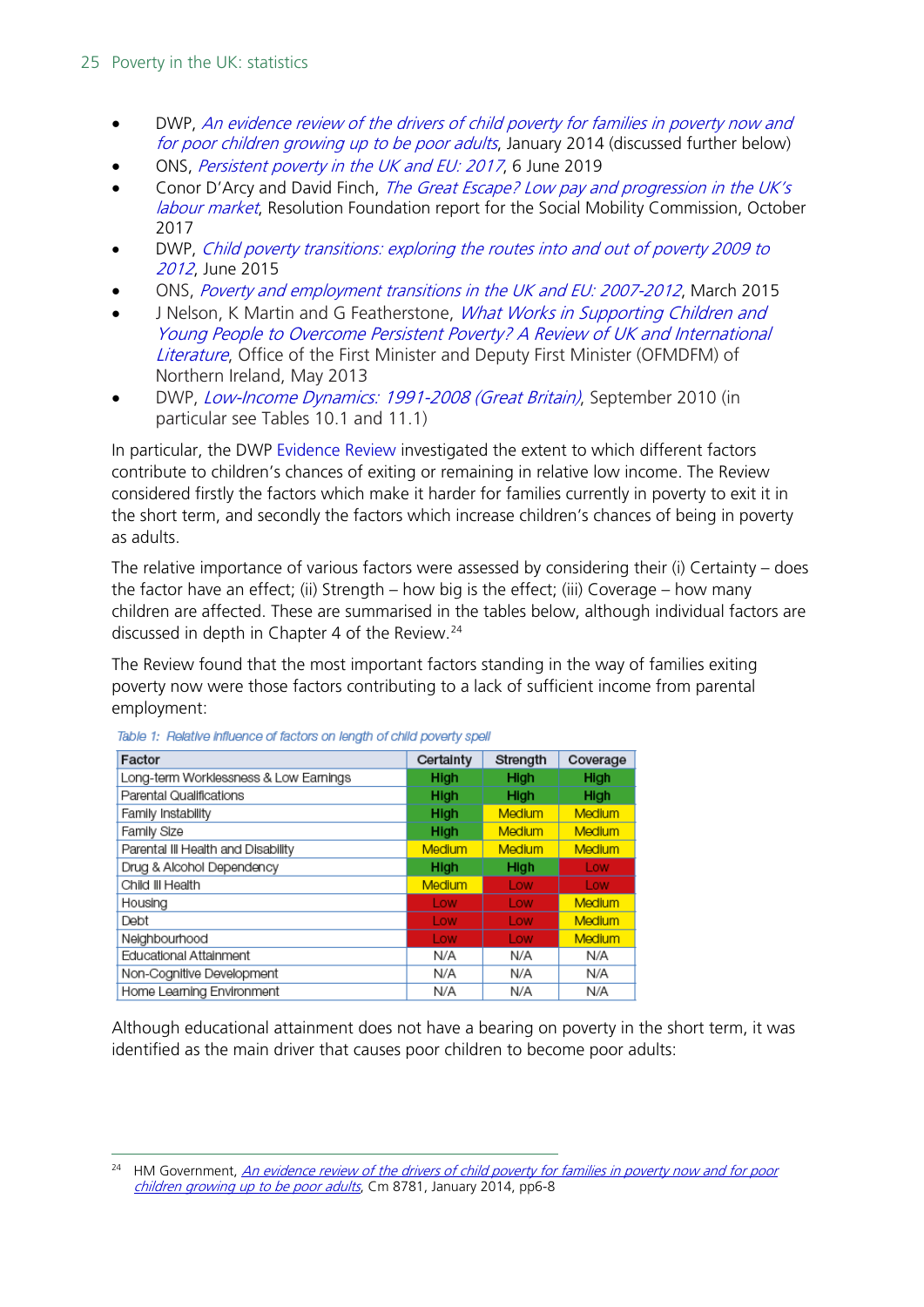- DWP, *An evidence review of the drivers of child poverty for families in poverty now and for poor children growing up to be poor adults*, January 2014 (discussed further below)
- ONS, *Persistent poverty in the UK and EU: 2017*, 6 June 2019
- Conor D'Arcy and David Finch, *The Great Escape? Low pay and progression in the UK's labour market*, Resolution Foundation report for the Social Mobility Commission, October 2017
- DWP, *Child poverty transitions: exploring the routes into and out of poverty 2009 to 2012*, June 2015
- ONS, *Poverty and employment transitions in the UK and EU: 2007-2012*, March 2015
- J Nelson, K Martin and G Featherstone, *What Works in Supporting Children and Young People to Overcome Persistent Poverty? A Review of UK and International Literature*, Office of the First Minister and Deputy First Minister (OFMDFM) of Northern Ireland, May 2013
- DWP, *Low-Income Dynamics: 1991-2008 (Great Britain)*, September 2010 (in particular see Tables 10.1 and 11.1)

In particular, the DWP Evidence Review investigated the extent to which different factors contribute to children's chances of exiting or remaining in relative low income. The Review considered firstly the factors which make it harder for families currently in poverty to exit it in the short term, and secondly the factors which increase children's chances of being in poverty as adults.

The relative importance of various factors were assessed by considering their (i) Certainty – does the factor have an effect; (ii) Strength – how big is the effect; (iii) Coverage – how many children are affected. These are summarised in the tables below, although individual factors are discussed in depth in Chapter 4 of the Review.[24]

The Review found that the most important factors standing in the way of families exiting poverty now were those factors contributing to a lack of sufficient income from parental employment:

*Table 1: Relative influence of factors on length of child poverty spell*

| Factor | Certainty | Strength | Coverage |
|---|---|---|---|
| Long-term Worklessness & Low Earnings | High | High | High |
| Parental Qualifications | High | High | High |
| Family Instability | High | Medium | Medium |
| Family Size | High | Medium | Medium |
| Parental Ill Health and Disability | Medium | Medium | Medium |
| Drug & Alcohol Dependency | High | High | Low |
| Child Ill Health | Medium | Low | Low |
| Housing | Low | Low | Medium |
| Debt | Low | Low | Medium |
| Neighbourhood | Low | Low | Medium |
| Educational Attainment | N/A | N/A | N/A |
| Non-Cognitive Development | N/A | N/A | N/A |
| Home Learning Environment | N/A | N/A | N/A |

Although educational attainment does not have a bearing on poverty in the short term, it was identified as the main driver that causes poor children to become poor adults:

[24] HM Government, *An evidence review of the drivers of child poverty for families in poverty now and for poor children growing up to be poor adults*, Cm 8781, January 2014, pp6-8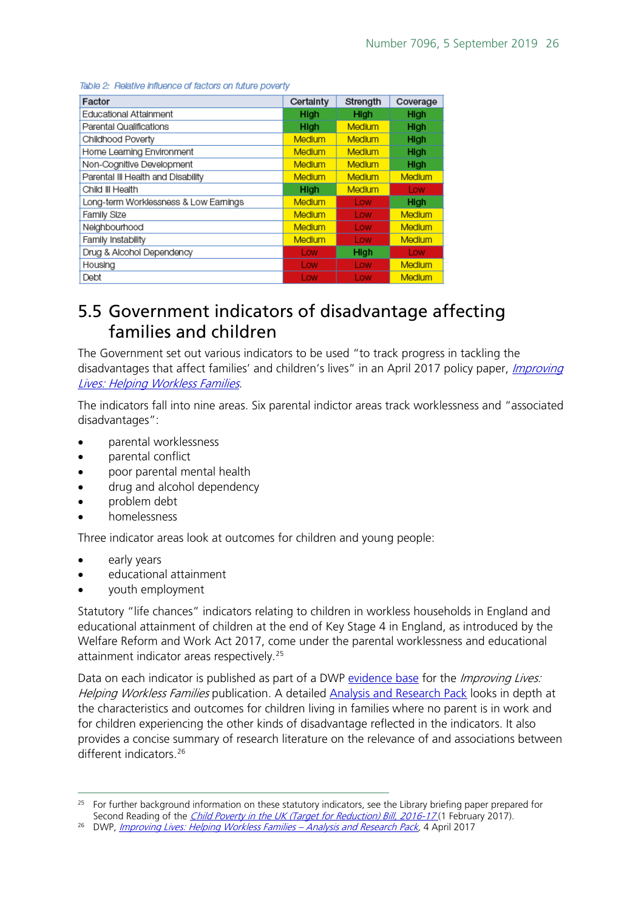*Table 2: Relative influence of factors on future poverty*

| Factor | Certainty | Strength | Coverage |
|---|---|---|---|
| Educational Attainment | High | High | High |
| Parental Qualifications | High | Medium | High |
| Childhood Poverty | Medium | Medium | High |
| Home Learning Environment | Medium | Medium | High |
| Non-Cognitive Development | Medium | Medium | High |
| Parental Ill Health and Disability | Medium | Medium | Medium |
| Child Ill Health | High | Medium | Low |
| Long-term Worklessness & Low Earnings | Medium | Low | High |
| Family Size | Medium | Low | Medium |
| Neighbourhood | Medium | Low | Medium |
| Family Instability | Medium | Low | Medium |
| Drug & Alcohol Dependency | Low | High | Low |
| Housing | Low | Low | Medium |
| Debt | Low | Low | Medium |

## 5.5 Government indicators of disadvantage affecting families and children

The Government set out various indicators to be used "to track progress in tackling the disadvantages that affect families' and children's lives" in an April 2017 policy paper, *Improving Lives: Helping Workless Families*.

The indicators fall into nine areas. Six parental indictor areas track worklessness and "associated disadvantages":

- parental worklessness
- parental conflict
- poor parental mental health
- drug and alcohol dependency
- problem debt
- homelessness

Three indicator areas look at outcomes for children and young people:

- early years
- educational attainment
- youth employment

Statutory "life chances" indicators relating to children in workless households in England and educational attainment of children at the end of Key Stage 4 in England, as introduced by the Welfare Reform and Work Act 2017, come under the parental worklessness and educational attainment indicator areas respectively.[25]

Data on each indicator is published as part of a DWP evidence base for the *Improving Lives: Helping Workless Families* publication. A detailed Analysis and Research Pack looks in depth at the characteristics and outcomes for children living in families where no parent is in work and for children experiencing the other kinds of disadvantage reflected in the indicators. It also provides a concise summary of research literature on the relevance of and associations between different indicators.[26]

---

[25] For further background information on these statutory indicators, see the Library briefing paper prepared for Second Reading of the *Child Poverty in the UK (Target for Reduction) Bill, 2016-17* (1 February 2017).

[26] DWP, *Improving Lives: Helping Workless Families – Analysis and Research Pack*, 4 April 2017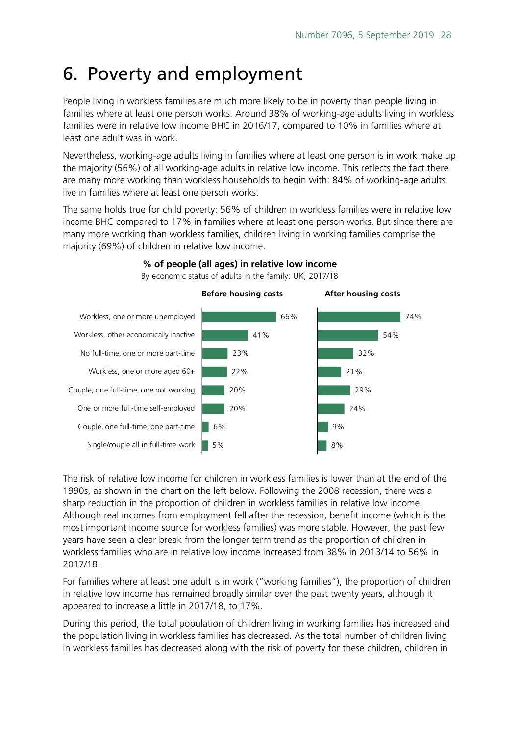# 6. Poverty and employment

People living in workless families are much more likely to be in poverty than people living in families where at least one person works. Around 38% of working-age adults living in workless families were in relative low income BHC in 2016/17, compared to 10% in families where at least one adult was in work.

Nevertheless, working-age adults living in families where at least one person is in work make up the majority (56%) of all working-age adults in relative low income. This reflects the fact there are many more working than workless households to begin with: 84% of working-age adults live in families where at least one person works.

The same holds true for child poverty: 56% of children in workless families were in relative low income BHC compared to 17% in families where at least one person works. But since there are many more working than workless families, children living in working families comprise the majority (69%) of children in relative low income.

**% of people (all ages) in relative low income**

By economic status of adults in the family: UK, 2017/18

| | Before housing costs | After housing costs |
|---|---|---|
| Workless, one or more unemployed | 66% | 74% |
| Workless, other economically inactive | 41% | 54% |
| No full-time, one or more part-time | 23% | 32% |
| Workless, one or more aged 60+ | 22% | 21% |
| Couple, one full-time, one not working | 20% | 29% |
| One or more full-time self-employed | 20% | 24% |
| Couple, one full-time, one part-time | 6% | 9% |
| Single/couple all in full-time work | 5% | 8% |

The risk of relative low income for children in workless families is lower than at the end of the 1990s, as shown in the chart on the left below. Following the 2008 recession, there was a sharp reduction in the proportion of children in workless families in relative low income. Although real incomes from employment fell after the recession, benefit income (which is the most important income source for workless families) was more stable. However, the past few years have seen a clear break from the longer term trend as the proportion of children in workless families who are in relative low income increased from 38% in 2013/14 to 56% in 2017/18.

For families where at least one adult is in work ("working families"), the proportion of children in relative low income has remained broadly similar over the past twenty years, although it appeared to increase a little in 2017/18, to 17%.

During this period, the total population of children living in working families has increased and the population living in workless families has decreased. As the total number of children living in workless families has decreased along with the risk of poverty for these children, children in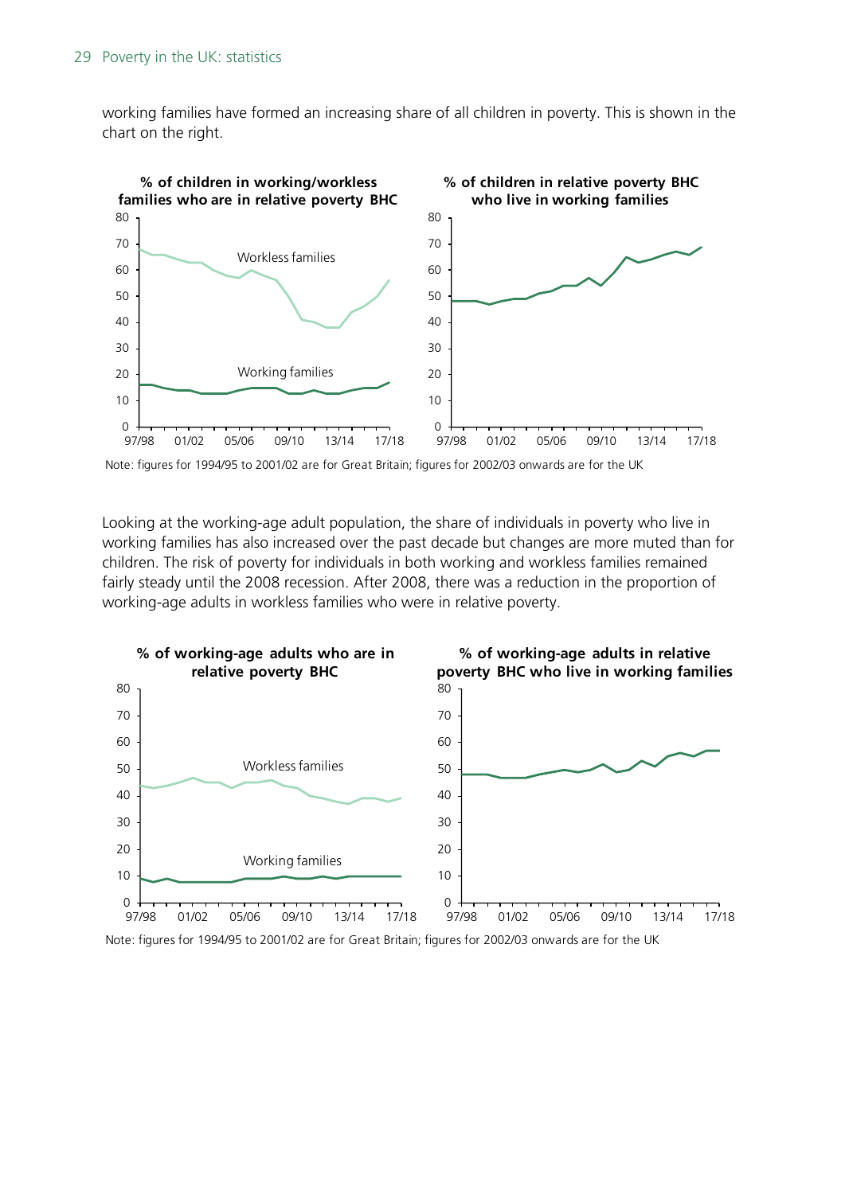working families have formed an increasing share of all children in poverty. This is shown in the chart on the right.

**% of children in working/workless families who are in relative poverty BHC**

**% of children in relative poverty BHC who live in working families**

Note: figures for 1994/95 to 2001/02 are for Great Britain; figures for 2002/03 onwards are for the UK

Looking at the working-age adult population, the share of individuals in poverty who live in working families has also increased over the past decade but changes are more muted than for children. The risk of poverty for individuals in both working and workless families remained fairly steady until the 2008 recession. After 2008, there was a reduction in the proportion of working-age adults in workless families who were in relative poverty.

**% of working-age adults who are in relative poverty BHC**

**% of working-age adults in relative poverty BHC who live in working families**

Note: figures for 1994/95 to 2001/02 are for Great Britain; figures for 2002/03 onwards are for the UK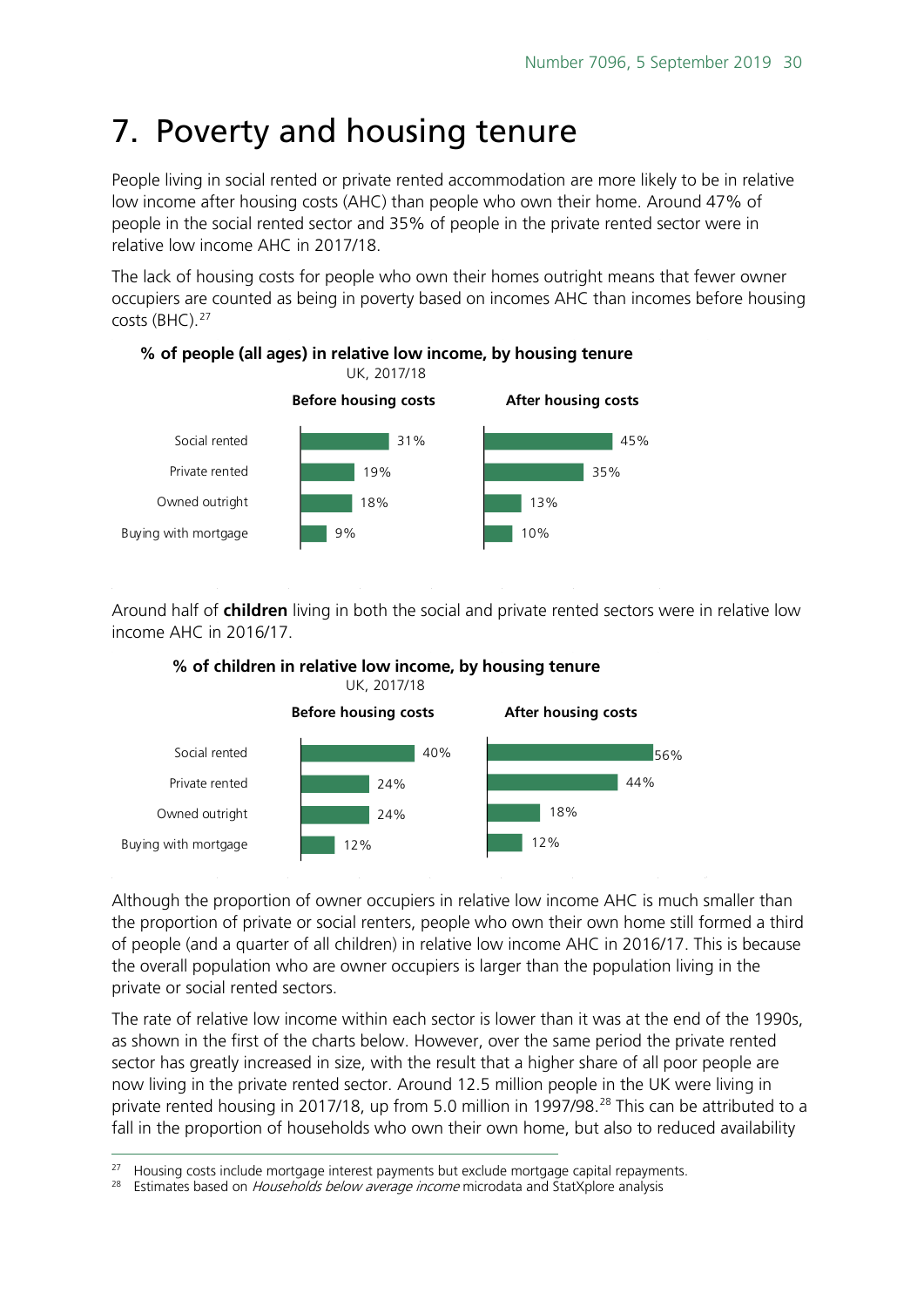# 7. Poverty and housing tenure

People living in social rented or private rented accommodation are more likely to be in relative low income after housing costs (AHC) than people who own their home. Around 47% of people in the social rented sector and 35% of people in the private rented sector were in relative low income AHC in 2017/18.

The lack of housing costs for people who own their homes outright means that fewer owner occupiers are counted as being in poverty based on incomes AHC than incomes before housing costs (BHC).[27]

**% of people (all ages) in relative low income, by housing tenure**
UK, 2017/18

| | Before housing costs | After housing costs |
|---|---|---|
| Social rented | 31% | 45% |
| Private rented | 19% | 35% |
| Owned outright | 18% | 13% |
| Buying with mortgage | 9% | 10% |

Around half of **children** living in both the social and private rented sectors were in relative low income AHC in 2016/17.

**% of children in relative low income, by housing tenure**
UK, 2017/18

| | Before housing costs | After housing costs |
|---|---|---|
| Social rented | 40% | 56% |
| Private rented | 24% | 44% |
| Owned outright | 24% | 18% |
| Buying with mortgage | 12% | 12% |

Although the proportion of owner occupiers in relative low income AHC is much smaller than the proportion of private or social renters, people who own their own home still formed a third of people (and a quarter of all children) in relative low income AHC in 2016/17. This is because the overall population who are owner occupiers is larger than the population living in the private or social rented sectors.

The rate of relative low income within each sector is lower than it was at the end of the 1990s, as shown in the first of the charts below. However, over the same period the private rented sector has greatly increased in size, with the result that a higher share of all poor people are now living in the private rented sector. Around 12.5 million people in the UK were living in private rented housing in 2017/18, up from 5.0 million in 1997/98.[28] This can be attributed to a fall in the proportion of households who own their own home, but also to reduced availability

[27] Housing costs include mortgage interest payments but exclude mortgage capital repayments.

[28] Estimates based on *Households below average income* microdata and StatXplore analysis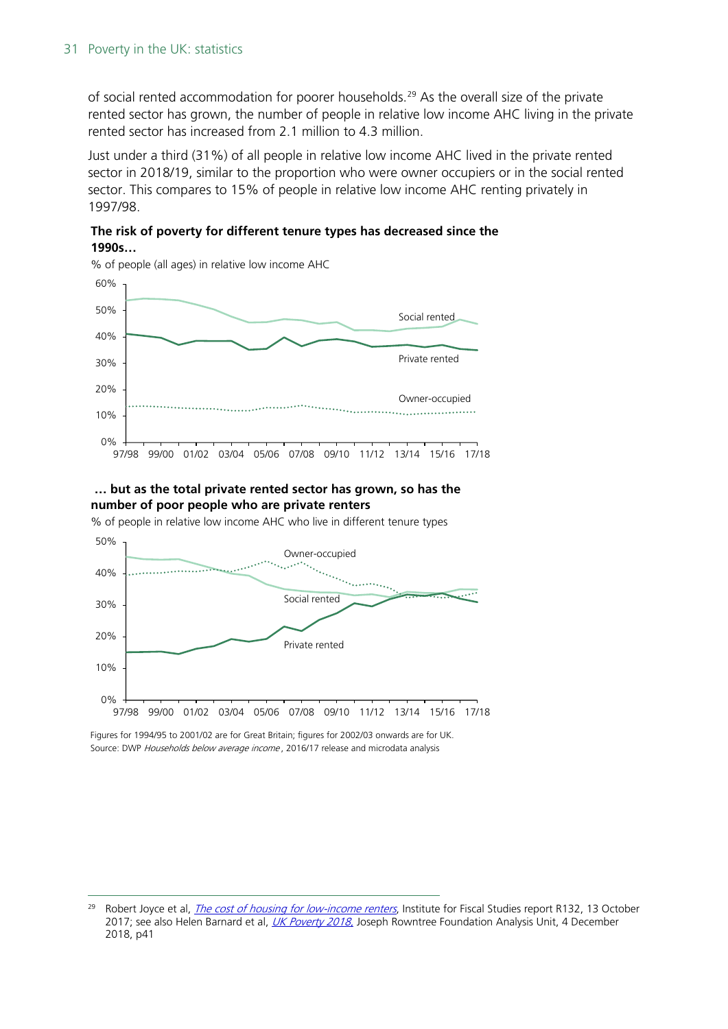of social rented accommodation for poorer households.[29] As the overall size of the private rented sector has grown, the number of people in relative low income AHC living in the private rented sector has increased from 2.1 million to 4.3 million.

Just under a third (31%) of all people in relative low income AHC lived in the private rented sector in 2018/19, similar to the proportion who were owner occupiers or in the social rented sector. This compares to 15% of people in relative low income AHC renting privately in 1997/98.

**The risk of poverty for different tenure types has decreased since the 1990s…**

% of people (all ages) in relative low income AHC

**… but as the total private rented sector has grown, so has the number of poor people who are private renters**

% of people in relative low income AHC who live in different tenure types

Figures for 1994/95 to 2001/02 are for Great Britain; figures for 2002/03 onwards are for UK.
Source: DWP *Households below average income*, 2016/17 release and microdata analysis

[29] Robert Joyce et al, *The cost of housing for low-income renters*, Institute for Fiscal Studies report R132, 13 October 2017; see also Helen Barnard et al, *UK Poverty 2018*, Joseph Rowntree Foundation Analysis Unit, 4 December 2018, p41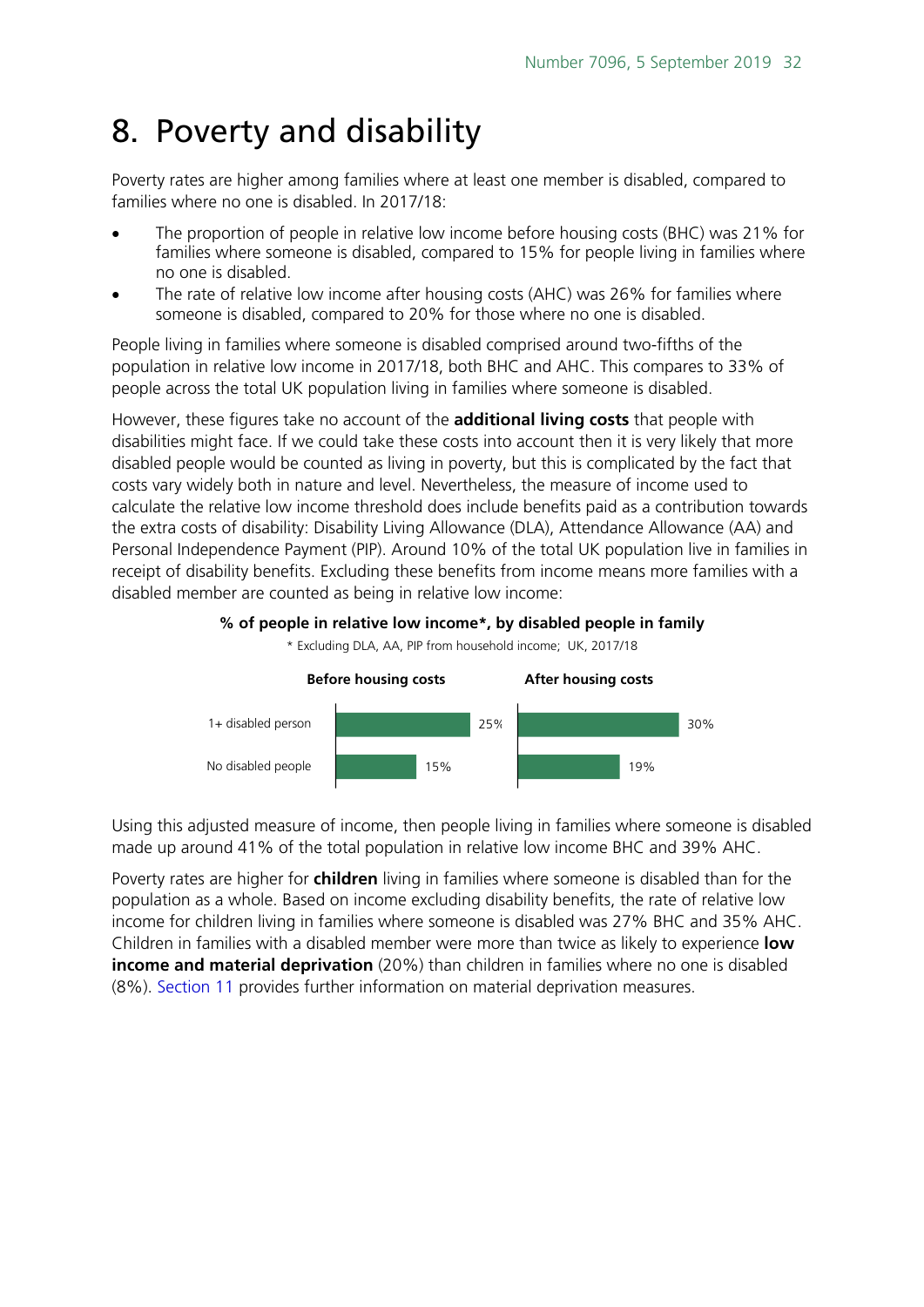# 8. Poverty and disability

Poverty rates are higher among families where at least one member is disabled, compared to families where no one is disabled. In 2017/18:

- The proportion of people in relative low income before housing costs (BHC) was 21% for families where someone is disabled, compared to 15% for people living in families where no one is disabled.
- The rate of relative low income after housing costs (AHC) was 26% for families where someone is disabled, compared to 20% for those where no one is disabled.

People living in families where someone is disabled comprised around two-fifths of the population in relative low income in 2017/18, both BHC and AHC. This compares to 33% of people across the total UK population living in families where someone is disabled.

However, these figures take no account of the **additional living costs** that people with disabilities might face. If we could take these costs into account then it is very likely that more disabled people would be counted as living in poverty, but this is complicated by the fact that costs vary widely both in nature and level. Nevertheless, the measure of income used to calculate the relative low income threshold does include benefits paid as a contribution towards the extra costs of disability: Disability Living Allowance (DLA), Attendance Allowance (AA) and Personal Independence Payment (PIP). Around 10% of the total UK population live in families in receipt of disability benefits. Excluding these benefits from income means more families with a disabled member are counted as being in relative low income:

**% of people in relative low income*, by disabled people in family**

* Excluding DLA, AA, PIP from household income; UK, 2017/18

| | Before housing costs | After housing costs |
|---|---|---|
| 1+ disabled person | 25% | 30% |
| No disabled people | 15% | 19% |

Using this adjusted measure of income, then people living in families where someone is disabled made up around 41% of the total population in relative low income BHC and 39% AHC.

Poverty rates are higher for **children** living in families where someone is disabled than for the population as a whole. Based on income excluding disability benefits, the rate of relative low income for children living in families where someone is disabled was 27% BHC and 35% AHC. Children in families with a disabled member were more than twice as likely to experience **low income and material deprivation** (20%) than children in families where no one is disabled (8%). Section 11 provides further information on material deprivation measures.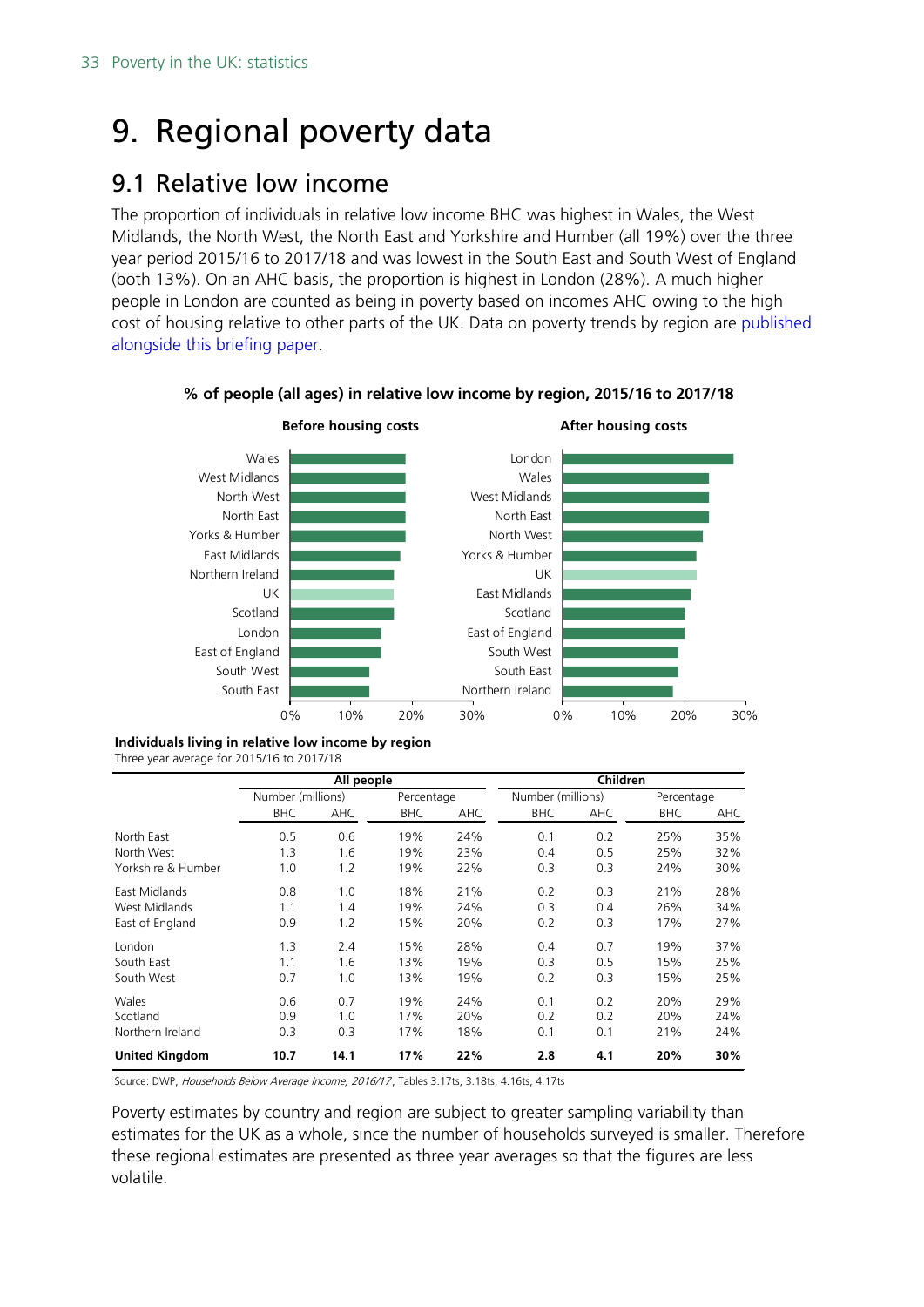# 9. Regional poverty data

## 9.1 Relative low income

The proportion of individuals in relative low income BHC was highest in Wales, the West Midlands, the North West, the North East and Yorkshire and Humber (all 19%) over the three year period 2015/16 to 2017/18 and was lowest in the South East and South West of England (both 13%). On an AHC basis, the proportion is highest in London (28%). A much higher people in London are counted as being in poverty based on incomes AHC owing to the high cost of housing relative to other parts of the UK. Data on poverty trends by region are published alongside this briefing paper.

**% of people (all ages) in relative low income by region, 2015/16 to 2017/18**

**Before housing costs**

Wales, West Midlands, North West, North East, Yorks & Humber, East Midlands, Northern Ireland, UK, Scotland, London, East of England, South West, South East

0% 10% 20% 30%

**After housing costs**

London, Wales, West Midlands, North East, North West, Yorks & Humber, UK, East Midlands, Scotland, East of England, South West, South East, Northern Ireland

0% 10% 20% 30%

**Individuals living in relative low income by region**

Three year average for 2015/16 to 2017/18

| | All people | | | | Children | | | |
|---|---|---|---|---|---|---|---|---|
| | Number (millions) | | Percentage | | Number (millions) | | Percentage | |
| | BHC | AHC | BHC | AHC | BHC | AHC | BHC | AHC |
| North East | 0.5 | 0.6 | 19% | 24% | 0.1 | 0.2 | 25% | 35% |
| North West | 1.3 | 1.6 | 19% | 23% | 0.4 | 0.5 | 25% | 32% |
| Yorkshire & Humber | 1.0 | 1.2 | 19% | 22% | 0.3 | 0.3 | 24% | 30% |
| East Midlands | 0.8 | 1.0 | 18% | 21% | 0.2 | 0.3 | 21% | 28% |
| West Midlands | 1.1 | 1.4 | 19% | 24% | 0.3 | 0.4 | 26% | 34% |
| East of England | 0.9 | 1.2 | 15% | 20% | 0.2 | 0.3 | 17% | 27% |
| London | 1.3 | 2.4 | 15% | 28% | 0.4 | 0.7 | 19% | 37% |
| South East | 1.1 | 1.6 | 13% | 19% | 0.3 | 0.5 | 15% | 25% |
| South West | 0.7 | 1.0 | 13% | 19% | 0.2 | 0.3 | 15% | 25% |
| Wales | 0.6 | 0.7 | 19% | 24% | 0.1 | 0.2 | 20% | 29% |
| Scotland | 0.9 | 1.0 | 17% | 20% | 0.2 | 0.2 | 20% | 24% |
| Northern Ireland | 0.3 | 0.3 | 17% | 18% | 0.1 | 0.1 | 21% | 24% |
| **United Kingdom** | **10.7** | **14.1** | **17%** | **22%** | **2.8** | **4.1** | **20%** | **30%** |

Source: DWP, *Households Below Average Income, 2016/17*, Tables 3.17ts, 3.18ts, 4.16ts, 4.17ts

Poverty estimates by country and region are subject to greater sampling variability than estimates for the UK as a whole, since the number of households surveyed is smaller. Therefore these regional estimates are presented as three year averages so that the figures are less volatile.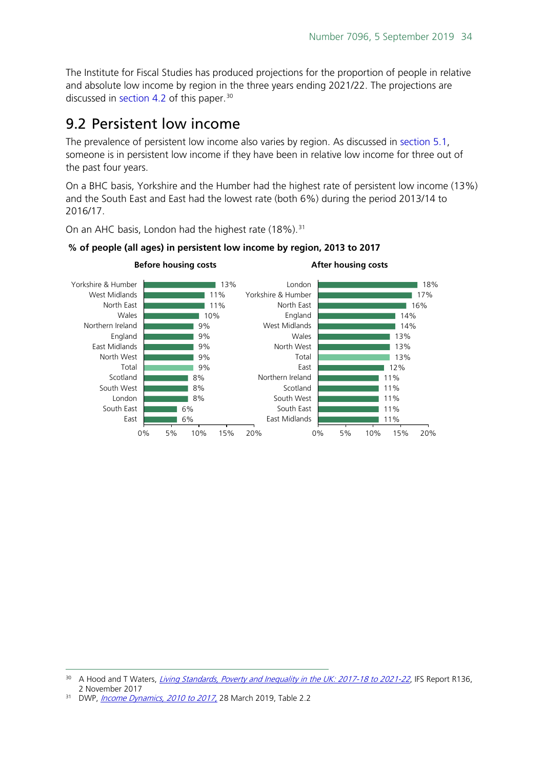The Institute for Fiscal Studies has produced projections for the proportion of people in relative and absolute low income by region in the three years ending 2021/22. The projections are discussed in section 4.2 of this paper.[30]

## 9.2 Persistent low income

The prevalence of persistent low income also varies by region. As discussed in section 5.1, someone is in persistent low income if they have been in relative low income for three out of the past four years.

On a BHC basis, Yorkshire and the Humber had the highest rate of persistent low income (13%) and the South East and East had the lowest rate (both 6%) during the period 2013/14 to 2016/17.

On an AHC basis, London had the highest rate (18%).[31]

**% of people (all ages) in persistent low income by region, 2013 to 2017**

**Before housing costs**

| Region | % |
|---|---|
| Yorkshire & Humber | 13% |
| West Midlands | 11% |
| North East | 11% |
| Wales | 10% |
| Northern Ireland | 9% |
| England | 9% |
| East Midlands | 9% |
| North West | 9% |
| Total | 9% |
| Scotland | 8% |
| South West | 8% |
| London | 8% |
| South East | 6% |
| East | 6% |

**After housing costs**

| Region | % |
|---|---|
| London | 18% |
| Yorkshire & Humber | 17% |
| North East | 16% |
| England | 14% |
| West Midlands | 14% |
| Wales | 13% |
| North West | 13% |
| Total | 13% |
| East | 12% |
| Northern Ireland | 11% |
| Scotland | 11% |
| South West | 11% |
| South East | 11% |
| East Midlands | 11% |

[30] A Hood and T Waters, *Living Standards, Poverty and Inequality in the UK: 2017-18 to 2021-22*, IFS Report R136, 2 November 2017

[31] DWP, *Income Dynamics, 2010 to 2017*, 28 March 2019, Table 2.2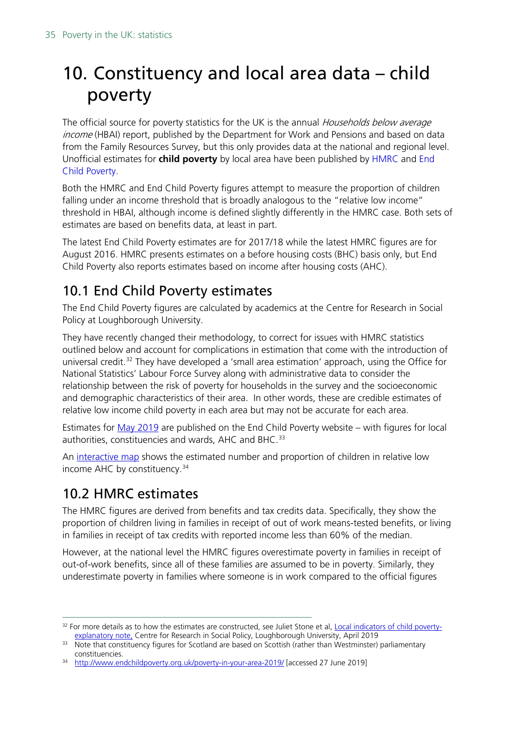# 10. Constituency and local area data – child poverty

The official source for poverty statistics for the UK is the annual *Households below average income* (HBAI) report, published by the Department for Work and Pensions and based on data from the Family Resources Survey, but this only provides data at the national and regional level. Unofficial estimates for **child poverty** by local area have been published by HMRC and End Child Poverty.

Both the HMRC and End Child Poverty figures attempt to measure the proportion of children falling under an income threshold that is broadly analogous to the "relative low income" threshold in HBAI, although income is defined slightly differently in the HMRC case. Both sets of estimates are based on benefits data, at least in part.

The latest End Child Poverty estimates are for 2017/18 while the latest HMRC figures are for August 2016. HMRC presents estimates on a before housing costs (BHC) basis only, but End Child Poverty also reports estimates based on income after housing costs (AHC).

## 10.1 End Child Poverty estimates

The End Child Poverty figures are calculated by academics at the Centre for Research in Social Policy at Loughborough University.

They have recently changed their methodology, to correct for issues with HMRC statistics outlined below and account for complications in estimation that come with the introduction of universal credit.[32] They have developed a 'small area estimation' approach, using the Office for National Statistics' Labour Force Survey along with administrative data to consider the relationship between the risk of poverty for households in the survey and the socioeconomic and demographic characteristics of their area. In other words, these are credible estimates of relative low income child poverty in each area but may not be accurate for each area.

Estimates for May 2019 are published on the End Child Poverty website – with figures for local authorities, constituencies and wards, AHC and BHC.[33]

An interactive map shows the estimated number and proportion of children in relative low income AHC by constituency.[34]

## 10.2 HMRC estimates

The HMRC figures are derived from benefits and tax credits data. Specifically, they show the proportion of children living in families in receipt of out of work means-tested benefits, or living in families in receipt of tax credits with reported income less than 60% of the median.

However, at the national level the HMRC figures overestimate poverty in families in receipt of out-of-work benefits, since all of these families are assumed to be in poverty. Similarly, they underestimate poverty in families where someone is in work compared to the official figures

---

[32] For more details as to how the estimates are constructed, see Juliet Stone et al, Local indicators of child poverty- explanatory note, Centre for Research in Social Policy, Loughborough University, April 2019

[33] Note that constituency figures for Scotland are based on Scottish (rather than Westminster) parliamentary constituencies.

[34] http://www.endchildpoverty.org.uk/poverty-in-your-area-2019/ [accessed 27 June 2019]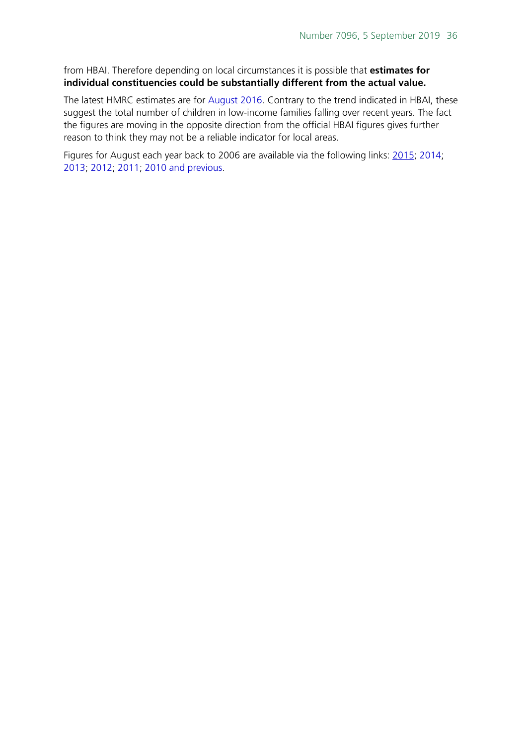from HBAI. Therefore depending on local circumstances it is possible that **estimates for individual constituencies could be substantially different from the actual value.**

The latest HMRC estimates are for August 2016. Contrary to the trend indicated in HBAI, these suggest the total number of children in low-income families falling over recent years. The fact the figures are moving in the opposite direction from the official HBAI figures gives further reason to think they may not be a reliable indicator for local areas.

Figures for August each year back to 2006 are available via the following links: 2015; 2014; 2013; 2012; 2011; 2010 and previous.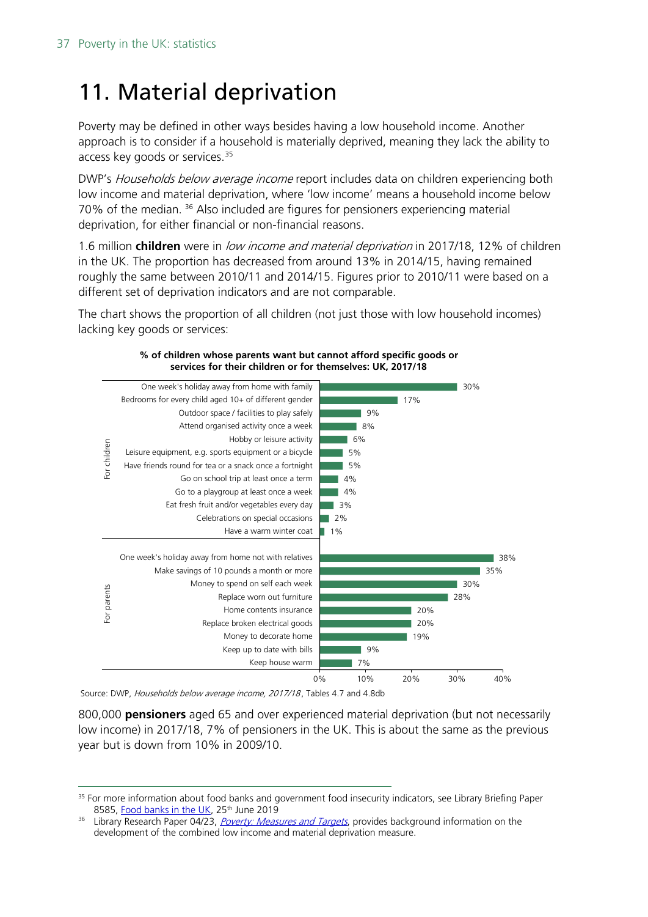# 11. Material deprivation

Poverty may be defined in other ways besides having a low household income. Another approach is to consider if a household is materially deprived, meaning they lack the ability to access key goods or services.[35]

DWP's *Households below average income* report includes data on children experiencing both low income and material deprivation, where 'low income' means a household income below 70% of the median. [36] Also included are figures for pensioners experiencing material deprivation, for either financial or non-financial reasons.

1.6 million **children** were in *low income and material deprivation* in 2017/18, 12% of children in the UK. The proportion has decreased from around 13% in 2014/15, having remained roughly the same between 2010/11 and 2014/15. Figures prior to 2010/11 were based on a different set of deprivation indicators and are not comparable.

The chart shows the proportion of all children (not just those with low household incomes) lacking key goods or services:

**% of children whose parents want but cannot afford specific goods or services for their children or for themselves: UK, 2017/18**

| | Item | % |
|---|---|---|
| For children | One week's holiday away from home with family | 30% |
| | Bedrooms for every child aged 10+ of different gender | 17% |
| | Outdoor space / facilities to play safely | 9% |
| | Attend organised activity once a week | 8% |
| | Hobby or leisure activity | 6% |
| | Leisure equipment, e.g. sports equipment or a bicycle | 5% |
| | Have friends round for tea or a snack once a fortnight | 5% |
| | Go on school trip at least once a term | 4% |
| | Go to a playgroup at least once a week | 4% |
| | Eat fresh fruit and/or vegetables every day | 3% |
| | Celebrations on special occasions | 2% |
| | Have a warm winter coat | 1% |
| For parents | One week's holiday away from home not with relatives | 38% |
| | Make savings of 10 pounds a month or more | 35% |
| | Money to spend on self each week | 30% |
| | Replace worn out furniture | 28% |
| | Home contents insurance | 20% |
| | Replace broken electrical goods | 20% |
| | Money to decorate home | 19% |
| | Keep up to date with bills | 9% |
| | Keep house warm | 7% |

Source: DWP, *Households below average income, 2017/18*, Tables 4.7 and 4.8db

800,000 **pensioners** aged 65 and over experienced material deprivation (but not necessarily low income) in 2017/18, 7% of pensioners in the UK. This is about the same as the previous year but is down from 10% in 2009/10.

---

[35] For more information about food banks and government food insecurity indicators, see Library Briefing Paper 8585, Food banks in the UK, 25th June 2019

[36] Library Research Paper 04/23, *Poverty: Measures and Targets*, provides background information on the development of the combined low income and material deprivation measure.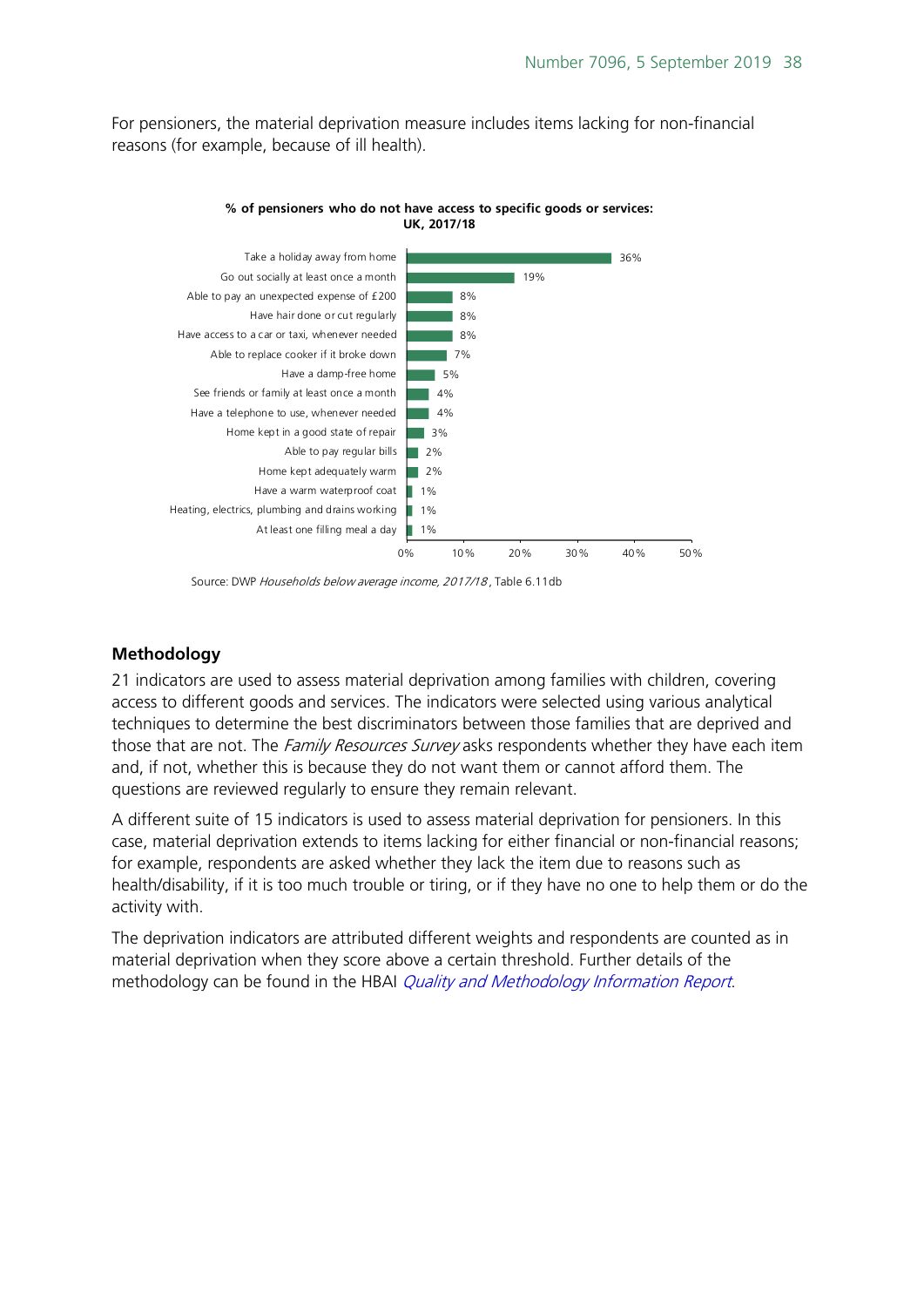For pensioners, the material deprivation measure includes items lacking for non-financial reasons (for example, because of ill health).

**% of pensioners who do not have access to specific goods or services: UK, 2017/18**

| Item | % |
|---|---|
| Take a holiday away from home | 36% |
| Go out socially at least once a month | 19% |
| Able to pay an unexpected expense of £200 | 8% |
| Have hair done or cut regularly | 8% |
| Have access to a car or taxi, whenever needed | 8% |
| Able to replace cooker if it broke down | 7% |
| Have a damp-free home | 5% |
| See friends or family at least once a month | 4% |
| Have a telephone to use, whenever needed | 4% |
| Home kept in a good state of repair | 3% |
| Able to pay regular bills | 2% |
| Home kept adequately warm | 2% |
| Have a warm waterproof coat | 1% |
| Heating, electrics, plumbing and drains working | 1% |
| At least one filling meal a day | 1% |

Source: DWP *Households below average income, 2017/18*, Table 6.11db

## Methodology

21 indicators are used to assess material deprivation among families with children, covering access to different goods and services. The indicators were selected using various analytical techniques to determine the best discriminators between those families that are deprived and those that are not. The *Family Resources Survey* asks respondents whether they have each item and, if not, whether this is because they do not want them or cannot afford them. The questions are reviewed regularly to ensure they remain relevant.

A different suite of 15 indicators is used to assess material deprivation for pensioners. In this case, material deprivation extends to items lacking for either financial or non-financial reasons; for example, respondents are asked whether they lack the item due to reasons such as health/disability, if it is too much trouble or tiring, or if they have no one to help them or do the activity with.

The deprivation indicators are attributed different weights and respondents are counted as in material deprivation when they score above a certain threshold. Further details of the methodology can be found in the HBAI *Quality and Methodology Information Report*.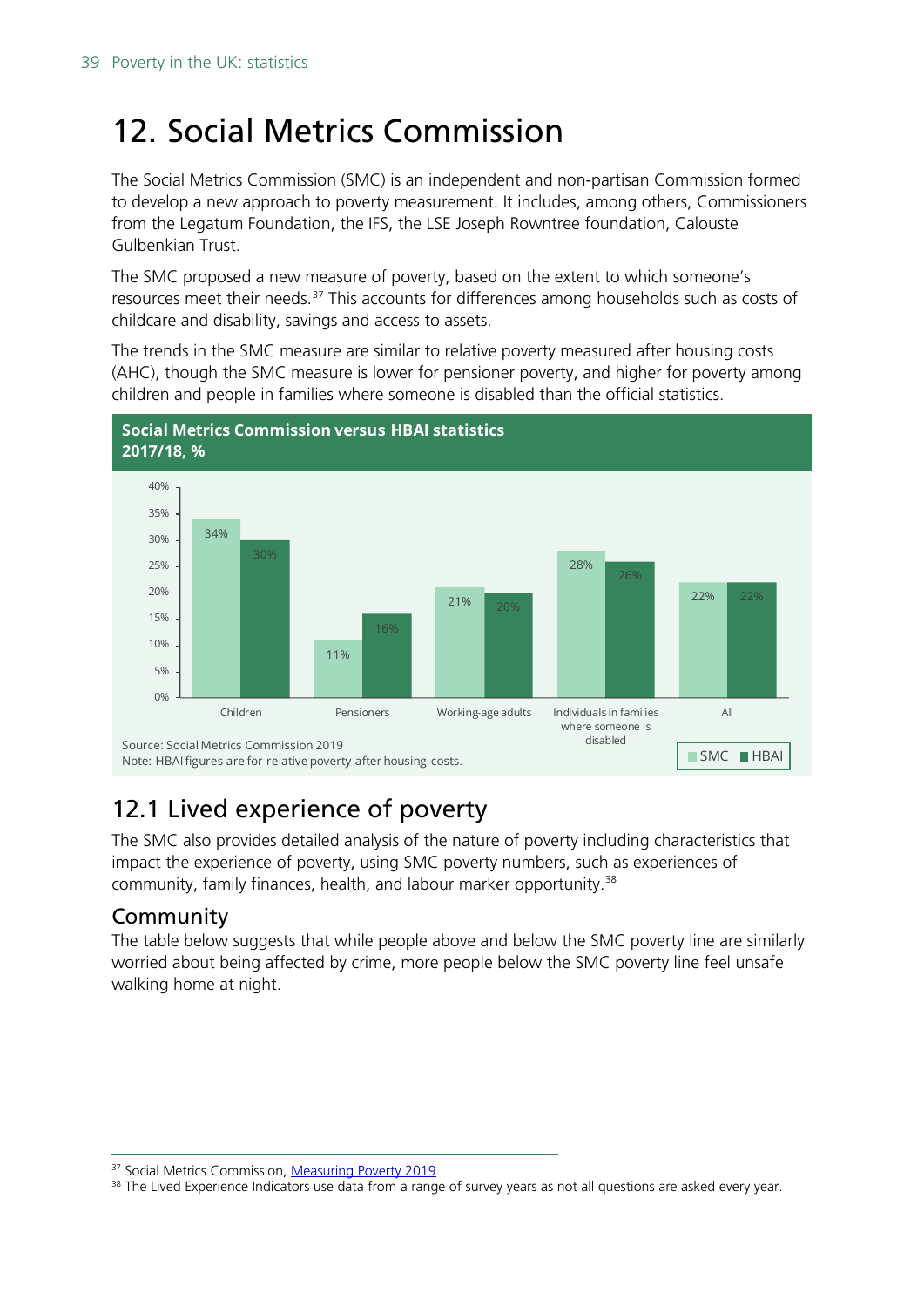// 12. Social Metrics Commission

The Social Metrics Commission (SMC) is an independent and non-partisan Commission formed to develop a new approach to poverty measurement. It includes, among others, Commissioners from the Legatum Foundation, the IFS, the LSE Joseph Rowntree foundation, Calouste Gulbenkian Trust.

The SMC proposed a new measure of poverty, based on the extent to which someone's resources meet their needs.[37] This accounts for differences among households such as costs of childcare and disability, savings and access to assets.

The trends in the SMC measure are similar to relative poverty measured after housing costs (AHC), though the SMC measure is lower for pensioner poverty, and higher for poverty among children and people in families where someone is disabled than the official statistics.

**Social Metrics Commission versus HBAI statistics 2017/18, %**

| | SMC | HBAI |
|---|---|---|
| Children | 34% | 30% |
| Pensioners | 11% | 16% |
| Working-age adults | 21% | 20% |
| Individuals in families where someone is disabled | 28% | 26% |
| All | 22% | 22% |

Source: Social Metrics Commission 2019
Note: HBAI figures are for relative poverty after housing costs.

## 12.1 Lived experience of poverty

The SMC also provides detailed analysis of the nature of poverty including characteristics that impact the experience of poverty, using SMC poverty numbers, such as experiences of community, family finances, health, and labour marker opportunity.[38]

### Community

The table below suggests that while people above and below the SMC poverty line are similarly worried about being affected by crime, more people below the SMC poverty line feel unsafe walking home at night.

---

[37] Social Metrics Commission, Measuring Poverty 2019

[38] The Lived Experience Indicators use data from a range of survey years as not all questions are asked every year.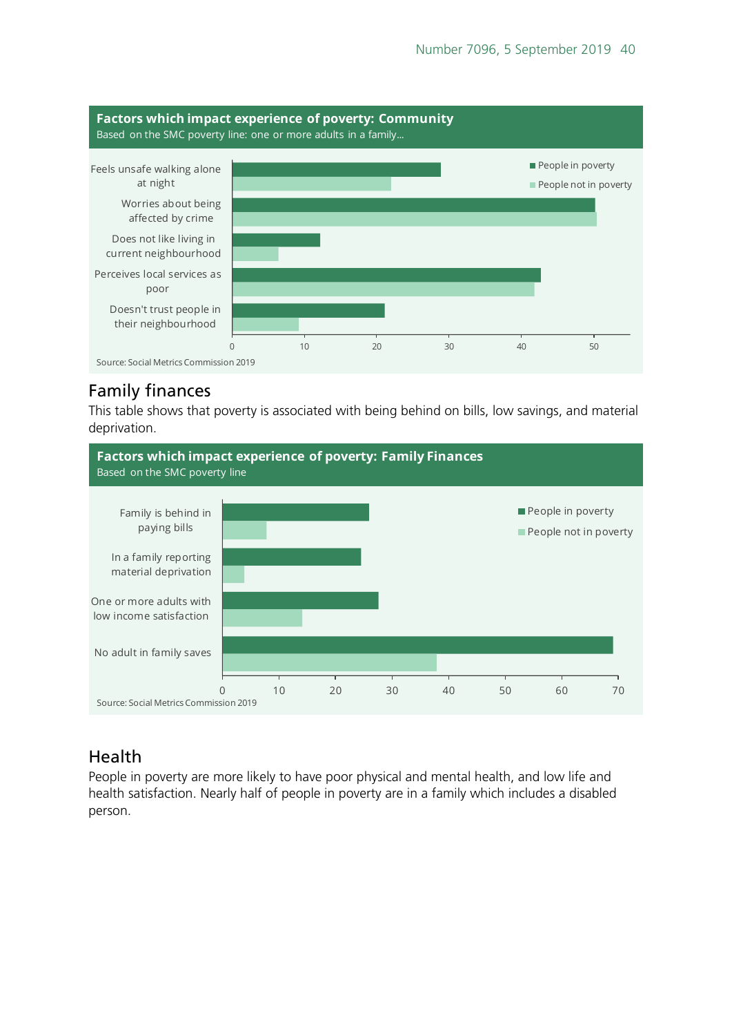**Factors which impact experience of poverty: Community**

Based on the SMC poverty line: one or more adults in a family...

- Feels unsafe walking alone at night
- Worries about being affected by crime
- Does not like living in current neighbourhood
- Perceives local services as poor
- Doesn't trust people in their neighbourhood

■ People in poverty ■ People not in poverty

Source: Social Metrics Commission 2019

## Family finances

This table shows that poverty is associated with being behind on bills, low savings, and material deprivation.

**Factors which impact experience of poverty: Family Finances**

Based on the SMC poverty line

- Family is behind in paying bills
- In a family reporting material deprivation
- One or more adults with low income satisfaction
- No adult in family saves

■ People in poverty ■ People not in poverty

Source: Social Metrics Commission 2019

## Health

People in poverty are more likely to have poor physical and mental health, and low life and health satisfaction. Nearly half of people in poverty are in a family which includes a disabled person.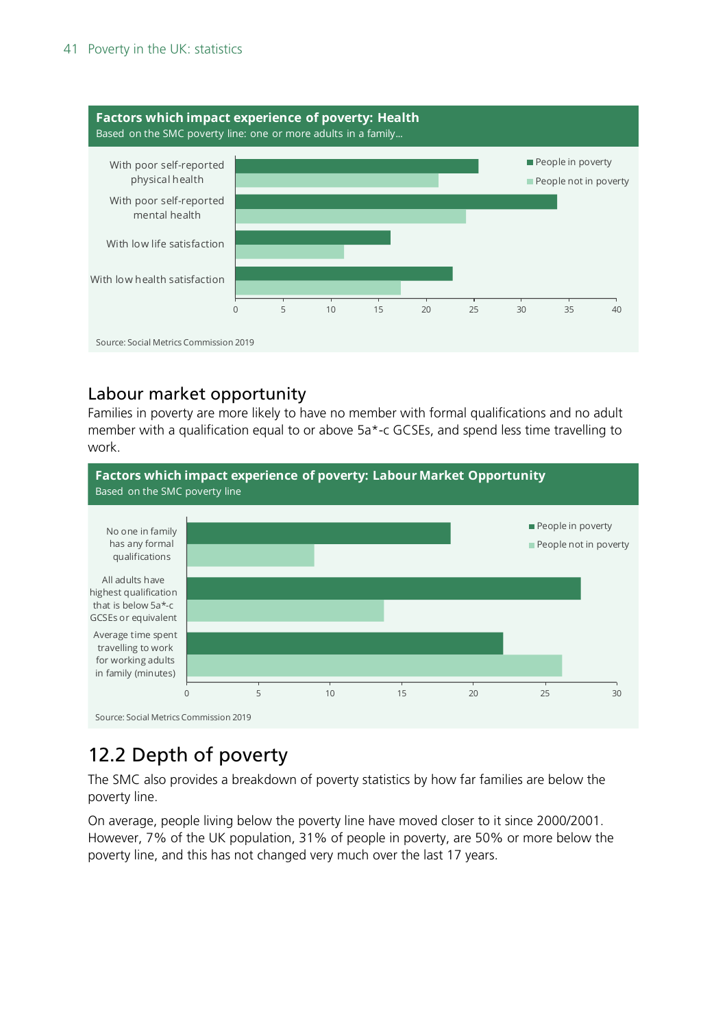**Factors which impact experience of poverty: Health**

Based on the SMC poverty line: one or more adults in a family...

| | People in poverty | People not in poverty |
|---|---|---|
| With poor self-reported physical health | 25.5 | 21.3 |
| With poor self-reported mental health | 33.8 | 24.2 |
| With low life satisfaction | 16.3 | 11.4 |
| With low health satisfaction | 22.8 | 17.4 |

Source: Social Metrics Commission 2019

## Labour market opportunity

Families in poverty are more likely to have no member with formal qualifications and no adult member with a qualification equal to or above 5a*-c GCSEs, and spend less time travelling to work.

**Factors which impact experience of poverty: Labour Market Opportunity**

Based on the SMC poverty line

| | People in poverty | People not in poverty |
|---|---|---|
| No one in family has any formal qualifications | 18.4 | 8.9 |
| All adults have highest qualification that is below 5a*-c GCSEs or equivalent | 27.5 | 13.8 |
| Average time spent travelling to work for working adults in family (minutes) | 22.1 | 26.2 |

Source: Social Metrics Commission 2019

## 12.2 Depth of poverty

The SMC also provides a breakdown of poverty statistics by how far families are below the poverty line.

On average, people living below the poverty line have moved closer to it since 2000/2001. However, 7% of the UK population, 31% of people in poverty, are 50% or more below the poverty line, and this has not changed very much over the last 17 years.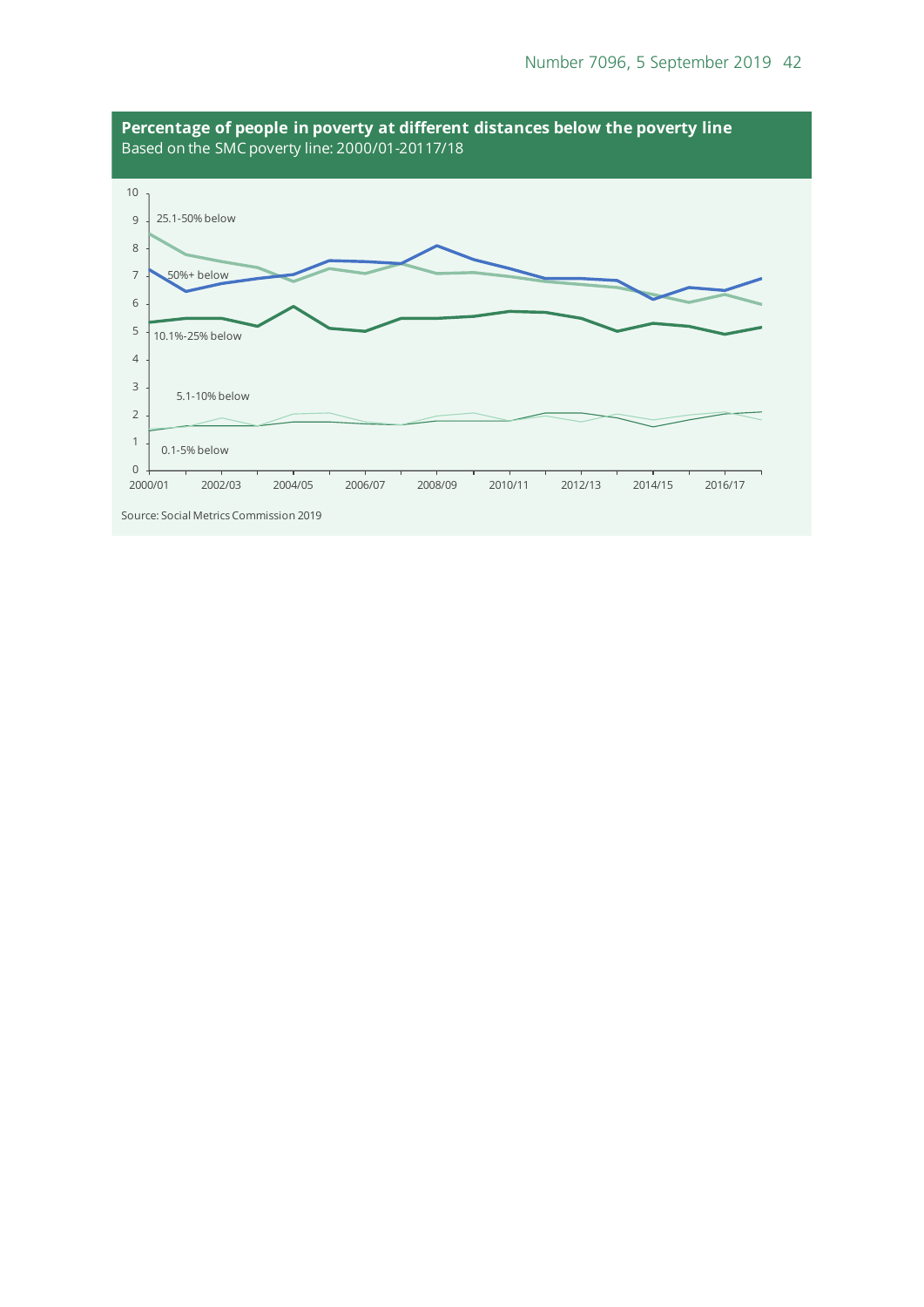**Percentage of people in poverty at different distances below the poverty line**
Based on the SMC poverty line: 2000/01-20117/18

Source: Social Metrics Commission 2019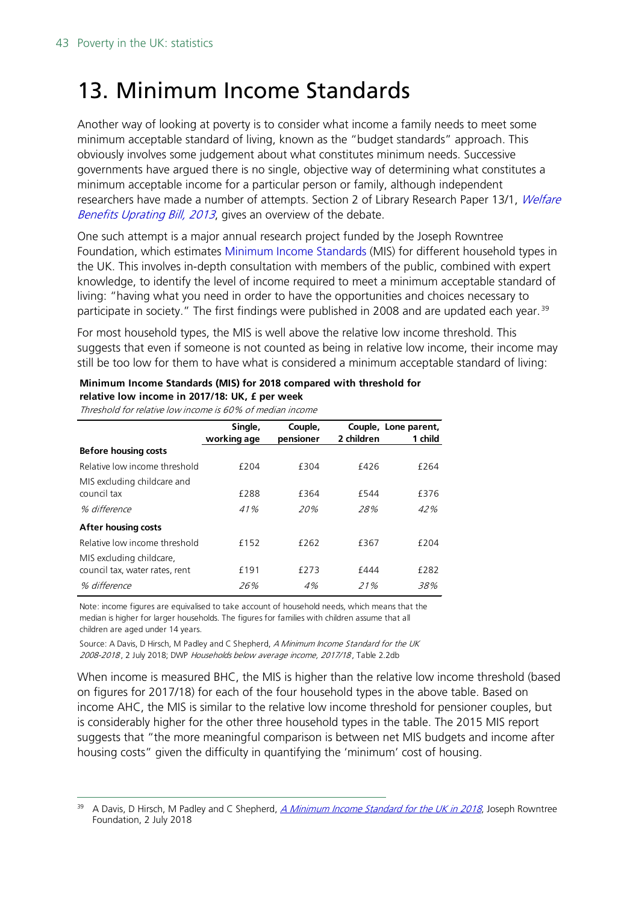# 13. Minimum Income Standards

Another way of looking at poverty is to consider what income a family needs to meet some minimum acceptable standard of living, known as the "budget standards" approach. This obviously involves some judgement about what constitutes minimum needs. Successive governments have argued there is no single, objective way of determining what constitutes a minimum acceptable income for a particular person or family, although independent researchers have made a number of attempts. Section 2 of Library Research Paper 13/1, *Welfare Benefits Uprating Bill, 2013*, gives an overview of the debate.

One such attempt is a major annual research project funded by the Joseph Rowntree Foundation, which estimates Minimum Income Standards (MIS) for different household types in the UK. This involves in-depth consultation with members of the public, combined with expert knowledge, to identify the level of income required to meet a minimum acceptable standard of living: "having what you need in order to have the opportunities and choices necessary to participate in society." The first findings were published in 2008 and are updated each year.[39]

For most household types, the MIS is well above the relative low income threshold. This suggests that even if someone is not counted as being in relative low income, their income may still be too low for them to have what is considered a minimum acceptable standard of living:

**Minimum Income Standards (MIS) for 2018 compared with threshold for relative low income in 2017/18: UK, £ per week**

*Threshold for relative low income is 60% of median income*

| | Single, working age | Couple, pensioner | Couple, 2 children | Lone parent, 1 child |
|---|---|---|---|---|
| **Before housing costs** | | | | |
| Relative low income threshold | £204 | £304 | £426 | £264 |
| MIS excluding childcare and council tax | £288 | £364 | £544 | £376 |
| *% difference* | *41%* | *20%* | *28%* | *42%* |
| **After housing costs** | | | | |
| Relative low income threshold | £152 | £262 | £367 | £204 |
| MIS excluding childcare, council tax, water rates, rent | £191 | £273 | £444 | £282 |
| *% difference* | *26%* | *4%* | *21%* | *38%* |

Note: income figures are equivalised to take account of household needs, which means that the median is higher for larger households. The figures for families with children assume that all children are aged under 14 years.

Source: A Davis, D Hirsch, M Padley and C Shepherd, *A Minimum Income Standard for the UK 2008-2018*, 2 July 2018; DWP *Households below average income, 2017/18*, Table 2.2db

When income is measured BHC, the MIS is higher than the relative low income threshold (based on figures for 2017/18) for each of the four household types in the above table. Based on income AHC, the MIS is similar to the relative low income threshold for pensioner couples, but is considerably higher for the other three household types in the table. The 2015 MIS report suggests that "the more meaningful comparison is between net MIS budgets and income after housing costs" given the difficulty in quantifying the 'minimum' cost of housing.

[39] A Davis, D Hirsch, M Padley and C Shepherd, *A Minimum Income Standard for the UK in 2018*, Joseph Rowntree Foundation, 2 July 2018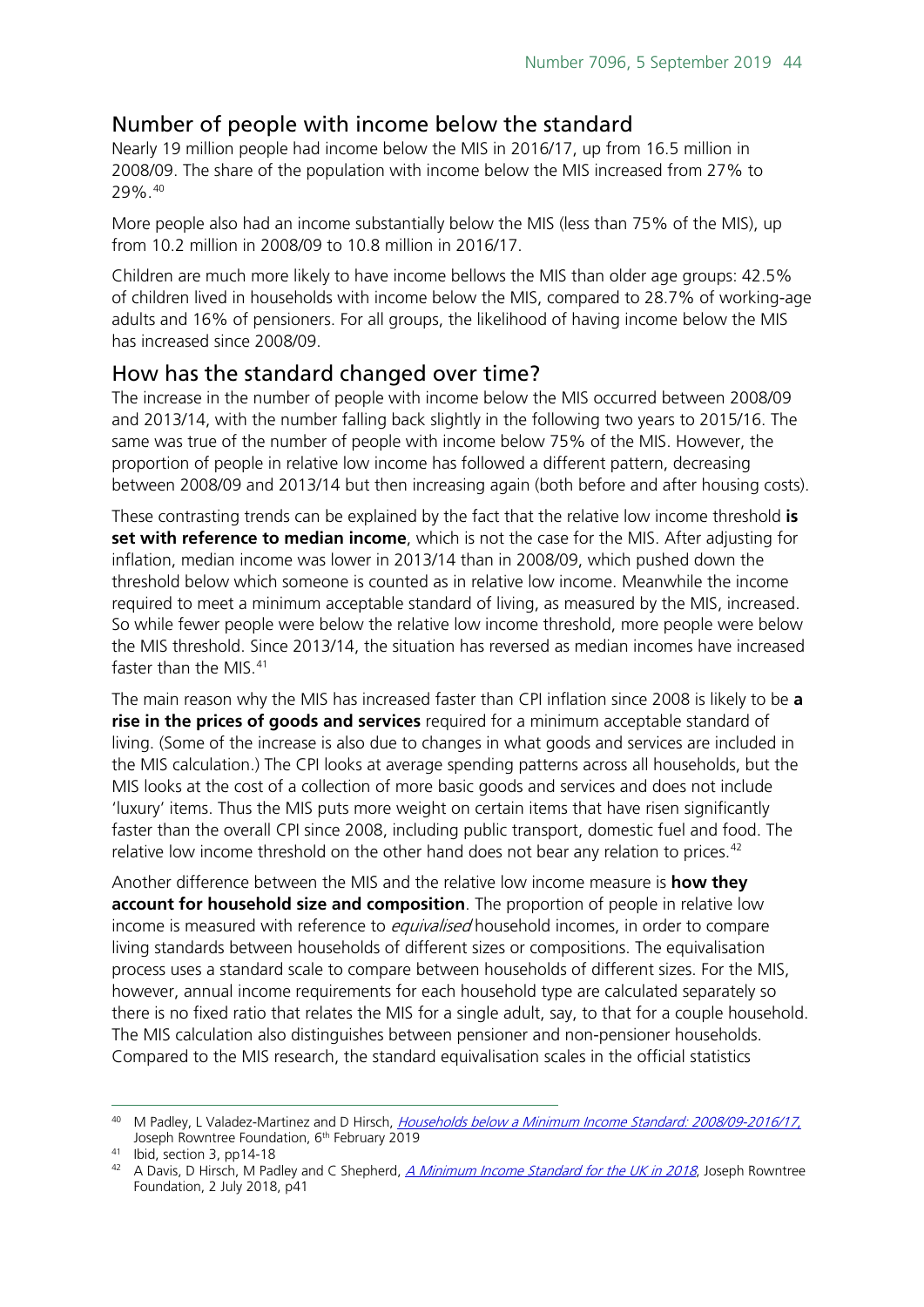## Number of people with income below the standard

Nearly 19 million people had income below the MIS in 2016/17, up from 16.5 million in 2008/09. The share of the population with income below the MIS increased from 27% to 29%.[40]

More people also had an income substantially below the MIS (less than 75% of the MIS), up from 10.2 million in 2008/09 to 10.8 million in 2016/17.

Children are much more likely to have income bellows the MIS than older age groups: 42.5% of children lived in households with income below the MIS, compared to 28.7% of working-age adults and 16% of pensioners. For all groups, the likelihood of having income below the MIS has increased since 2008/09.

## How has the standard changed over time?

The increase in the number of people with income below the MIS occurred between 2008/09 and 2013/14, with the number falling back slightly in the following two years to 2015/16. The same was true of the number of people with income below 75% of the MIS. However, the proportion of people in relative low income has followed a different pattern, decreasing between 2008/09 and 2013/14 but then increasing again (both before and after housing costs).

These contrasting trends can be explained by the fact that the relative low income threshold **is set with reference to median income**, which is not the case for the MIS. After adjusting for inflation, median income was lower in 2013/14 than in 2008/09, which pushed down the threshold below which someone is counted as in relative low income. Meanwhile the income required to meet a minimum acceptable standard of living, as measured by the MIS, increased. So while fewer people were below the relative low income threshold, more people were below the MIS threshold. Since 2013/14, the situation has reversed as median incomes have increased faster than the MIS.[41]

The main reason why the MIS has increased faster than CPI inflation since 2008 is likely to be **a rise in the prices of goods and services** required for a minimum acceptable standard of living. (Some of the increase is also due to changes in what goods and services are included in the MIS calculation.) The CPI looks at average spending patterns across all households, but the MIS looks at the cost of a collection of more basic goods and services and does not include 'luxury' items. Thus the MIS puts more weight on certain items that have risen significantly faster than the overall CPI since 2008, including public transport, domestic fuel and food. The relative low income threshold on the other hand does not bear any relation to prices.[42]

Another difference between the MIS and the relative low income measure is **how they account for household size and composition**. The proportion of people in relative low income is measured with reference to *equivalised* household incomes, in order to compare living standards between households of different sizes or compositions. The equivalisation process uses a standard scale to compare between households of different sizes. For the MIS, however, annual income requirements for each household type are calculated separately so there is no fixed ratio that relates the MIS for a single adult, say, to that for a couple household. The MIS calculation also distinguishes between pensioner and non-pensioner households. Compared to the MIS research, the standard equivalisation scales in the official statistics

---

[40] M Padley, L Valadez-Martinez and D Hirsch, *Households below a Minimum Income Standard: 2008/09-2016/17*, Joseph Rowntree Foundation, 6th February 2019

[41] Ibid, section 3, pp14-18

[42] A Davis, D Hirsch, M Padley and C Shepherd, *A Minimum Income Standard for the UK in 2018*, Joseph Rowntree Foundation, 2 July 2018, p41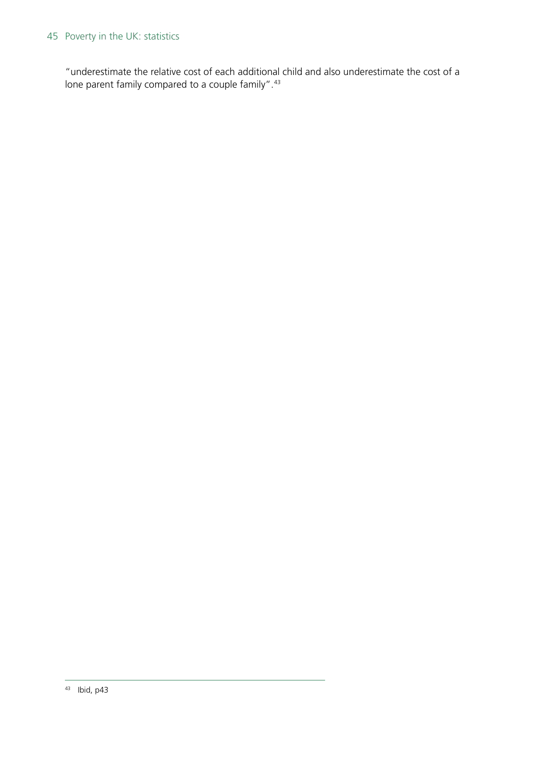"underestimate the relative cost of each additional child and also underestimate the cost of a lone parent family compared to a couple family".[43]

---

[43] Ibid, p43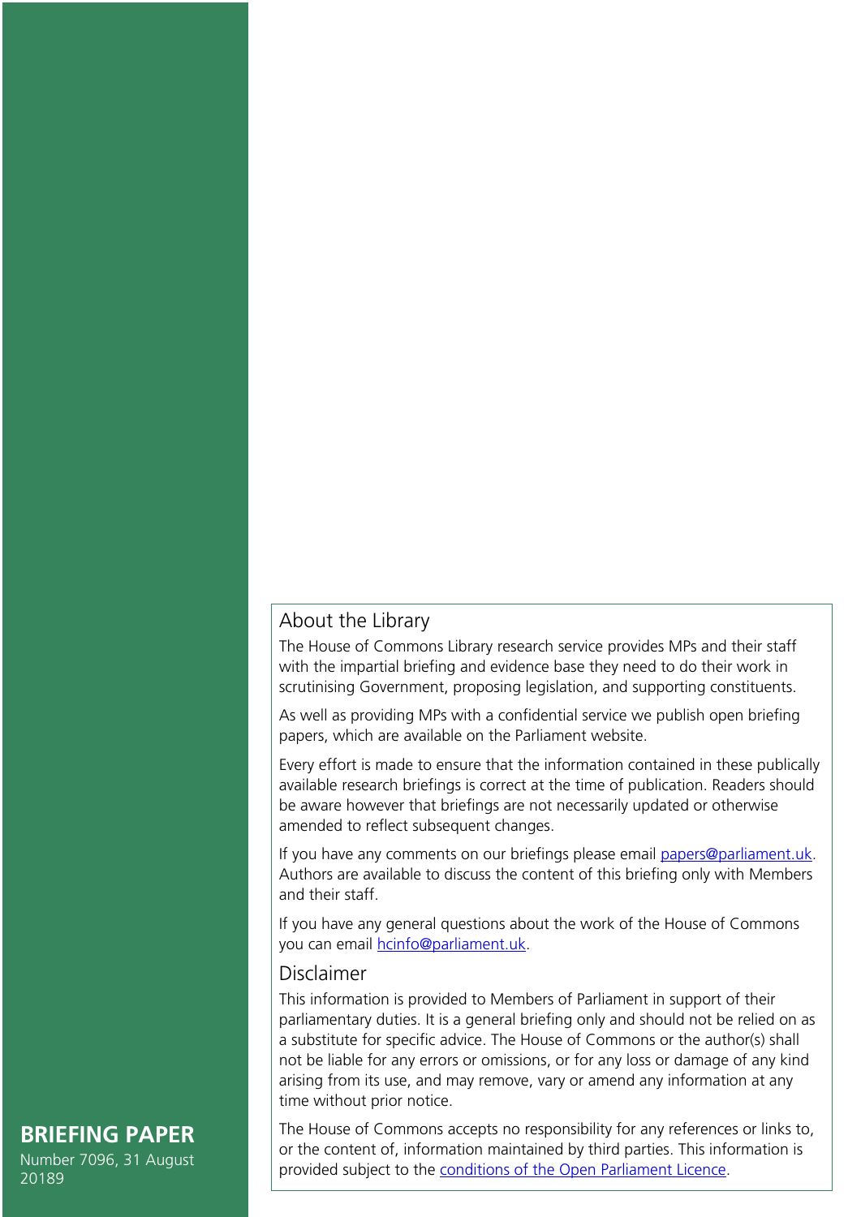## About the Library

The House of Commons Library research service provides MPs and their staff with the impartial briefing and evidence base they need to do their work in scrutinising Government, proposing legislation, and supporting constituents.

As well as providing MPs with a confidential service we publish open briefing papers, which are available on the Parliament website.

Every effort is made to ensure that the information contained in these publically available research briefings is correct at the time of publication. Readers should be aware however that briefings are not necessarily updated or otherwise amended to reflect subsequent changes.

If you have any comments on our briefings please email papers@parliament.uk. Authors are available to discuss the content of this briefing only with Members and their staff.

If you have any general questions about the work of the House of Commons you can email hcinfo@parliament.uk.

## Disclaimer

This information is provided to Members of Parliament in support of their parliamentary duties. It is a general briefing only and should not be relied on as a substitute for specific advice. The House of Commons or the author(s) shall not be liable for any errors or omissions, or for any loss or damage of any kind arising from its use, and may remove, vary or amend any information at any time without prior notice.

The House of Commons accepts no responsibility for any references or links to, or the content of, information maintained by third parties. This information is provided subject to the conditions of the Open Parliament Licence.

**BRIEFING PAPER**

Number 7096, 31 August 20189